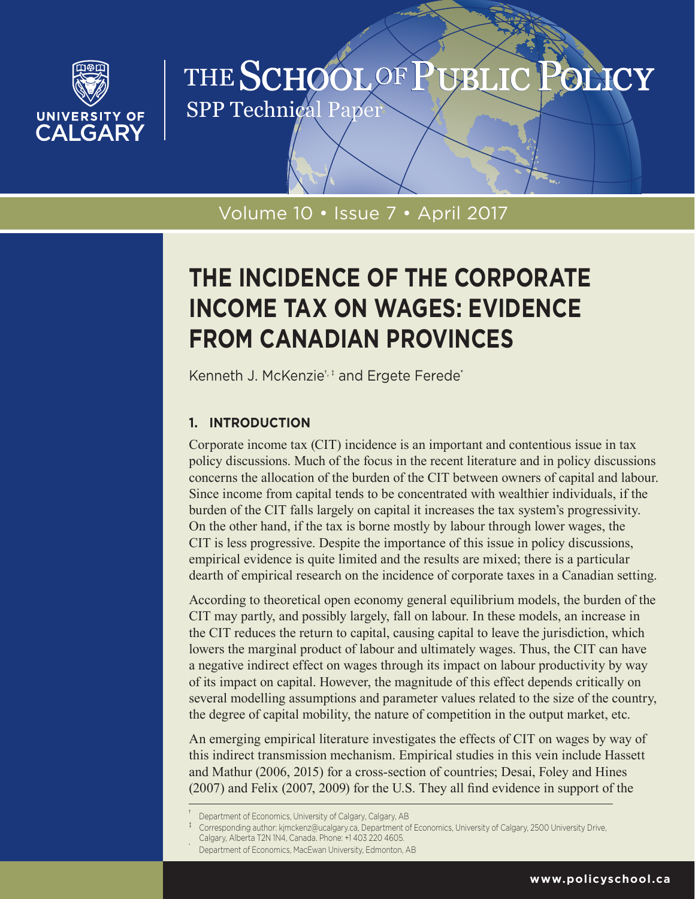THE SCHOOL OF PUBLIC POLICY

SPP Technical Paper

Volume 10 • Issue 7 • April 2017

# THE INCIDENCE OF THE CORPORATE INCOME TAX ON WAGES: EVIDENCE FROM CANADIAN PROVINCES

Kenneth J. McKenzie[†, ‡] and Ergete Ferede[*]

## 1. INTRODUCTION

Corporate income tax (CIT) incidence is an important and contentious issue in tax policy discussions. Much of the focus in the recent literature and in policy discussions concerns the allocation of the burden of the CIT between owners of capital and labour. Since income from capital tends to be concentrated with wealthier individuals, if the burden of the CIT falls largely on capital it increases the tax system's progressivity. On the other hand, if the tax is borne mostly by labour through lower wages, the CIT is less progressive. Despite the importance of this issue in policy discussions, empirical evidence is quite limited and the results are mixed; there is a particular dearth of empirical research on the incidence of corporate taxes in a Canadian setting.

According to theoretical open economy general equilibrium models, the burden of the CIT may partly, and possibly largely, fall on labour. In these models, an increase in the CIT reduces the return to capital, causing capital to leave the jurisdiction, which lowers the marginal product of labour and ultimately wages. Thus, the CIT can have a negative indirect effect on wages through its impact on labour productivity by way of its impact on capital. However, the magnitude of this effect depends critically on several modelling assumptions and parameter values related to the size of the country, the degree of capital mobility, the nature of competition in the output market, etc.

An emerging empirical literature investigates the effects of CIT on wages by way of this indirect transmission mechanism. Empirical studies in this vein include Hassett and Mathur (2006, 2015) for a cross-section of countries; Desai, Foley and Hines (2007) and Felix (2007, 2009) for the U.S. They all find evidence in support of the

---

[†] Department of Economics, University of Calgary, Calgary, AB

[‡] Corresponding author: kjmckenz@ucalgary.ca, Department of Economics, University of Calgary, 2500 University Drive, Calgary, Alberta T2N 1N4, Canada. Phone: +1 403 220 4605.

[*] Department of Economics, MacEwan University, Edmonton, AB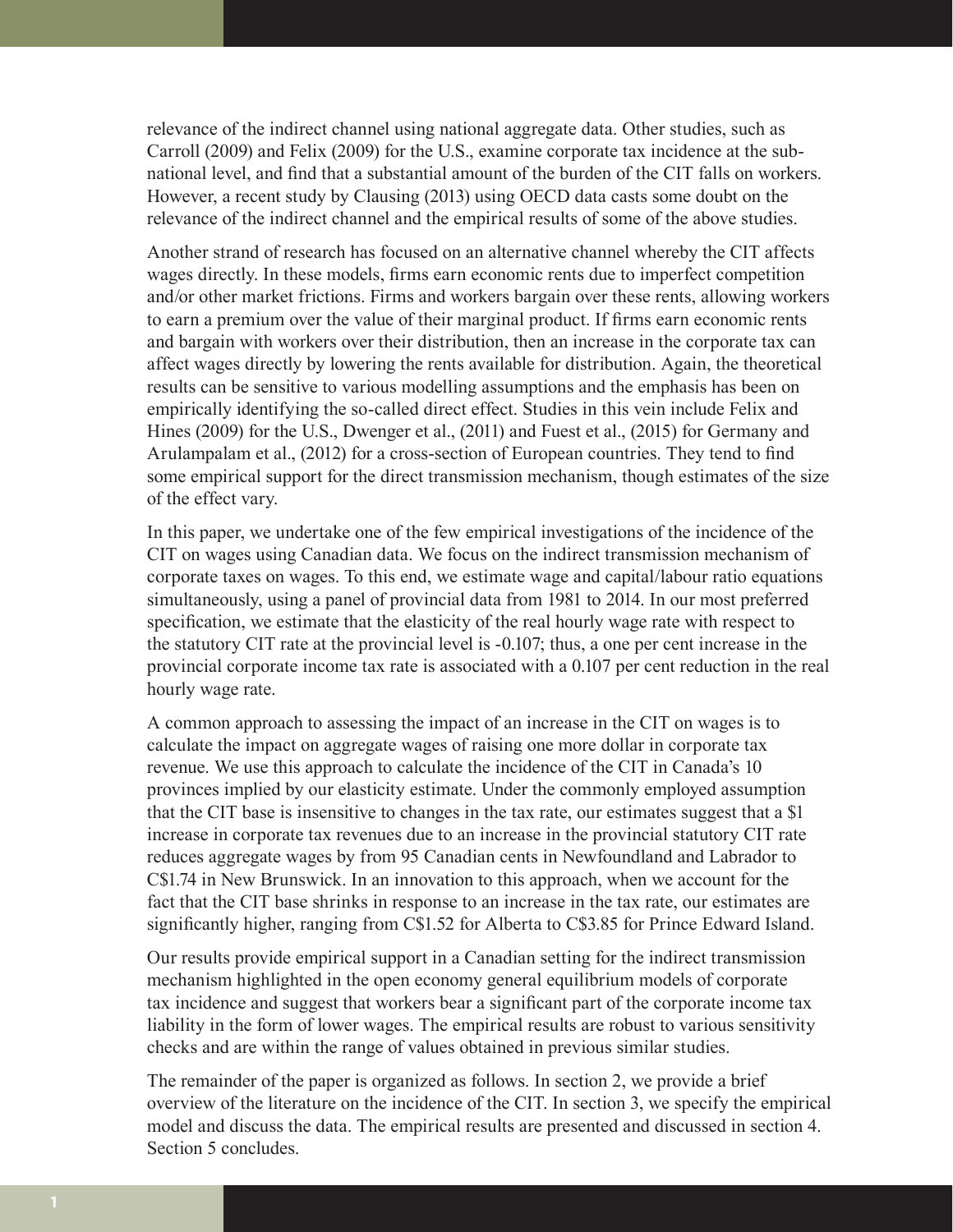relevance of the indirect channel using national aggregate data. Other studies, such as Carroll (2009) and Felix (2009) for the U.S., examine corporate tax incidence at the sub-national level, and find that a substantial amount of the burden of the CIT falls on workers. However, a recent study by Clausing (2013) using OECD data casts some doubt on the relevance of the indirect channel and the empirical results of some of the above studies.

Another strand of research has focused on an alternative channel whereby the CIT affects wages directly. In these models, firms earn economic rents due to imperfect competition and/or other market frictions. Firms and workers bargain over these rents, allowing workers to earn a premium over the value of their marginal product. If firms earn economic rents and bargain with workers over their distribution, then an increase in the corporate tax can affect wages directly by lowering the rents available for distribution. Again, the theoretical results can be sensitive to various modelling assumptions and the emphasis has been on empirically identifying the so-called direct effect. Studies in this vein include Felix and Hines (2009) for the U.S., Dwenger et al., (2011) and Fuest et al., (2015) for Germany and Arulampalam et al., (2012) for a cross-section of European countries. They tend to find some empirical support for the direct transmission mechanism, though estimates of the size of the effect vary.

In this paper, we undertake one of the few empirical investigations of the incidence of the CIT on wages using Canadian data. We focus on the indirect transmission mechanism of corporate taxes on wages. To this end, we estimate wage and capital/labour ratio equations simultaneously, using a panel of provincial data from 1981 to 2014. In our most preferred specification, we estimate that the elasticity of the real hourly wage rate with respect to the statutory CIT rate at the provincial level is -0.107; thus, a one per cent increase in the provincial corporate income tax rate is associated with a 0.107 per cent reduction in the real hourly wage rate.

A common approach to assessing the impact of an increase in the CIT on wages is to calculate the impact on aggregate wages of raising one more dollar in corporate tax revenue. We use this approach to calculate the incidence of the CIT in Canada's 10 provinces implied by our elasticity estimate. Under the commonly employed assumption that the CIT base is insensitive to changes in the tax rate, our estimates suggest that a $1 increase in corporate tax revenues due to an increase in the provincial statutory CIT rate reduces aggregate wages by from 95 Canadian cents in Newfoundland and Labrador to C$1.74 in New Brunswick. In an innovation to this approach, when we account for the fact that the CIT base shrinks in response to an increase in the tax rate, our estimates are significantly higher, ranging from C$1.52 for Alberta to C$3.85 for Prince Edward Island.

Our results provide empirical support in a Canadian setting for the indirect transmission mechanism highlighted in the open economy general equilibrium models of corporate tax incidence and suggest that workers bear a significant part of the corporate income tax liability in the form of lower wages. The empirical results are robust to various sensitivity checks and are within the range of values obtained in previous similar studies.

The remainder of the paper is organized as follows. In section 2, we provide a brief overview of the literature on the incidence of the CIT. In section 3, we specify the empirical model and discuss the data. The empirical results are presented and discussed in section 4. Section 5 concludes.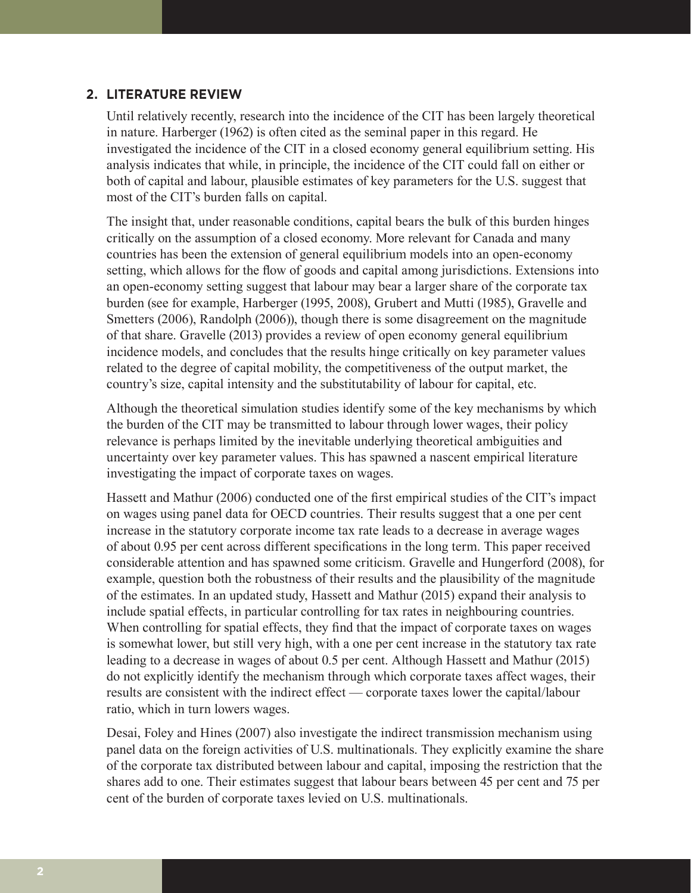## 2. LITERATURE REVIEW

Until relatively recently, research into the incidence of the CIT has been largely theoretical in nature. Harberger (1962) is often cited as the seminal paper in this regard. He investigated the incidence of the CIT in a closed economy general equilibrium setting. His analysis indicates that while, in principle, the incidence of the CIT could fall on either or both of capital and labour, plausible estimates of key parameters for the U.S. suggest that most of the CIT's burden falls on capital.

The insight that, under reasonable conditions, capital bears the bulk of this burden hinges critically on the assumption of a closed economy. More relevant for Canada and many countries has been the extension of general equilibrium models into an open-economy setting, which allows for the flow of goods and capital among jurisdictions. Extensions into an open-economy setting suggest that labour may bear a larger share of the corporate tax burden (see for example, Harberger (1995, 2008), Grubert and Mutti (1985), Gravelle and Smetters (2006), Randolph (2006)), though there is some disagreement on the magnitude of that share. Gravelle (2013) provides a review of open economy general equilibrium incidence models, and concludes that the results hinge critically on key parameter values related to the degree of capital mobility, the competitiveness of the output market, the country's size, capital intensity and the substitutability of labour for capital, etc.

Although the theoretical simulation studies identify some of the key mechanisms by which the burden of the CIT may be transmitted to labour through lower wages, their policy relevance is perhaps limited by the inevitable underlying theoretical ambiguities and uncertainty over key parameter values. This has spawned a nascent empirical literature investigating the impact of corporate taxes on wages.

Hassett and Mathur (2006) conducted one of the first empirical studies of the CIT's impact on wages using panel data for OECD countries. Their results suggest that a one per cent increase in the statutory corporate income tax rate leads to a decrease in average wages of about 0.95 per cent across different specifications in the long term. This paper received considerable attention and has spawned some criticism. Gravelle and Hungerford (2008), for example, question both the robustness of their results and the plausibility of the magnitude of the estimates. In an updated study, Hassett and Mathur (2015) expand their analysis to include spatial effects, in particular controlling for tax rates in neighbouring countries. When controlling for spatial effects, they find that the impact of corporate taxes on wages is somewhat lower, but still very high, with a one per cent increase in the statutory tax rate leading to a decrease in wages of about 0.5 per cent. Although Hassett and Mathur (2015) do not explicitly identify the mechanism through which corporate taxes affect wages, their results are consistent with the indirect effect — corporate taxes lower the capital/labour ratio, which in turn lowers wages.

Desai, Foley and Hines (2007) also investigate the indirect transmission mechanism using panel data on the foreign activities of U.S. multinationals. They explicitly examine the share of the corporate tax distributed between labour and capital, imposing the restriction that the shares add to one. Their estimates suggest that labour bears between 45 per cent and 75 per cent of the burden of corporate taxes levied on U.S. multinationals.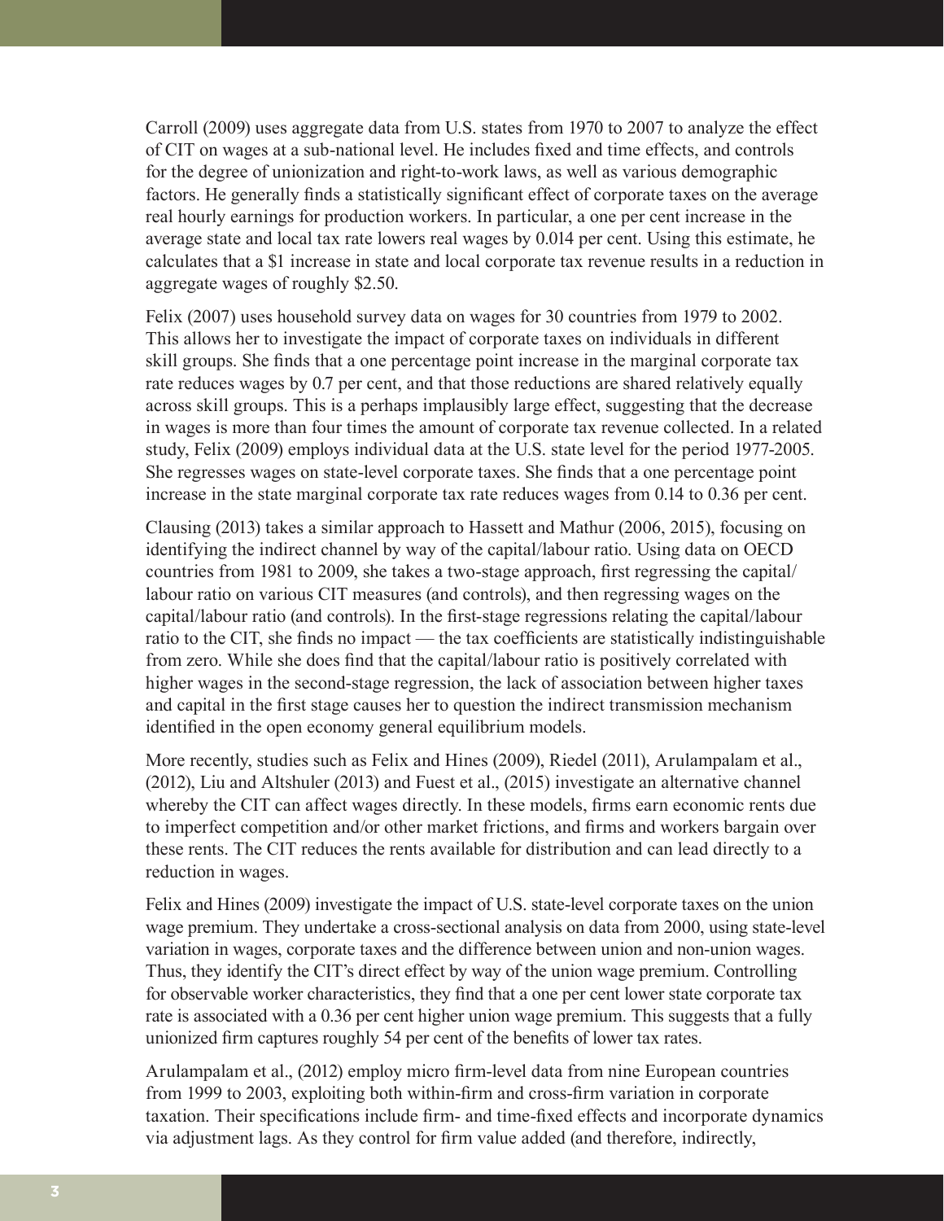Carroll (2009) uses aggregate data from U.S. states from 1970 to 2007 to analyze the effect of CIT on wages at a sub-national level. He includes fixed and time effects, and controls for the degree of unionization and right-to-work laws, as well as various demographic factors. He generally finds a statistically significant effect of corporate taxes on the average real hourly earnings for production workers. In particular, a one per cent increase in the average state and local tax rate lowers real wages by 0.014 per cent. Using this estimate, he calculates that a $1 increase in state and local corporate tax revenue results in a reduction in aggregate wages of roughly $2.50.

Felix (2007) uses household survey data on wages for 30 countries from 1979 to 2002. This allows her to investigate the impact of corporate taxes on individuals in different skill groups. She finds that a one percentage point increase in the marginal corporate tax rate reduces wages by 0.7 per cent, and that those reductions are shared relatively equally across skill groups. This is a perhaps implausibly large effect, suggesting that the decrease in wages is more than four times the amount of corporate tax revenue collected. In a related study, Felix (2009) employs individual data at the U.S. state level for the period 1977-2005. She regresses wages on state-level corporate taxes. She finds that a one percentage point increase in the state marginal corporate tax rate reduces wages from 0.14 to 0.36 per cent.

Clausing (2013) takes a similar approach to Hassett and Mathur (2006, 2015), focusing on identifying the indirect channel by way of the capital/labour ratio. Using data on OECD countries from 1981 to 2009, she takes a two-stage approach, first regressing the capital/labour ratio on various CIT measures (and controls), and then regressing wages on the capital/labour ratio (and controls). In the first-stage regressions relating the capital/labour ratio to the CIT, she finds no impact — the tax coefficients are statistically indistinguishable from zero. While she does find that the capital/labour ratio is positively correlated with higher wages in the second-stage regression, the lack of association between higher taxes and capital in the first stage causes her to question the indirect transmission mechanism identified in the open economy general equilibrium models.

More recently, studies such as Felix and Hines (2009), Riedel (2011), Arulampalam et al., (2012), Liu and Altshuler (2013) and Fuest et al., (2015) investigate an alternative channel whereby the CIT can affect wages directly. In these models, firms earn economic rents due to imperfect competition and/or other market frictions, and firms and workers bargain over these rents. The CIT reduces the rents available for distribution and can lead directly to a reduction in wages.

Felix and Hines (2009) investigate the impact of U.S. state-level corporate taxes on the union wage premium. They undertake a cross-sectional analysis on data from 2000, using state-level variation in wages, corporate taxes and the difference between union and non-union wages. Thus, they identify the CIT's direct effect by way of the union wage premium. Controlling for observable worker characteristics, they find that a one per cent lower state corporate tax rate is associated with a 0.36 per cent higher union wage premium. This suggests that a fully unionized firm captures roughly 54 per cent of the benefits of lower tax rates.

Arulampalam et al., (2012) employ micro firm-level data from nine European countries from 1999 to 2003, exploiting both within-firm and cross-firm variation in corporate taxation. Their specifications include firm- and time-fixed effects and incorporate dynamics via adjustment lags. As they control for firm value added (and therefore, indirectly,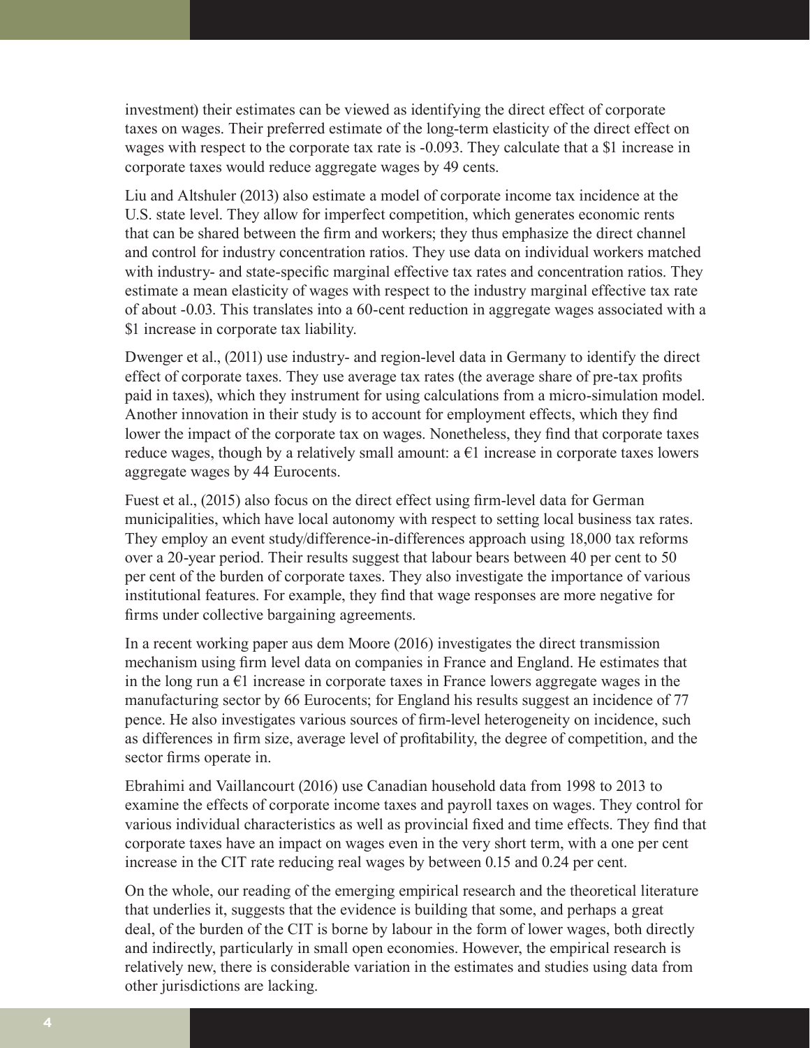investment) their estimates can be viewed as identifying the direct effect of corporate taxes on wages. Their preferred estimate of the long-term elasticity of the direct effect on wages with respect to the corporate tax rate is -0.093. They calculate that a $1 increase in corporate taxes would reduce aggregate wages by 49 cents.

Liu and Altshuler (2013) also estimate a model of corporate income tax incidence at the U.S. state level. They allow for imperfect competition, which generates economic rents that can be shared between the firm and workers; they thus emphasize the direct channel and control for industry concentration ratios. They use data on individual workers matched with industry- and state-specific marginal effective tax rates and concentration ratios. They estimate a mean elasticity of wages with respect to the industry marginal effective tax rate of about -0.03. This translates into a 60-cent reduction in aggregate wages associated with a $1 increase in corporate tax liability.

Dwenger et al., (2011) use industry- and region-level data in Germany to identify the direct effect of corporate taxes. They use average tax rates (the average share of pre-tax profits paid in taxes), which they instrument for using calculations from a micro-simulation model. Another innovation in their study is to account for employment effects, which they find lower the impact of the corporate tax on wages. Nonetheless, they find that corporate taxes reduce wages, though by a relatively small amount: a €1 increase in corporate taxes lowers aggregate wages by 44 Eurocents.

Fuest et al., (2015) also focus on the direct effect using firm-level data for German municipalities, which have local autonomy with respect to setting local business tax rates. They employ an event study/difference-in-differences approach using 18,000 tax reforms over a 20-year period. Their results suggest that labour bears between 40 per cent to 50 per cent of the burden of corporate taxes. They also investigate the importance of various institutional features. For example, they find that wage responses are more negative for firms under collective bargaining agreements.

In a recent working paper aus dem Moore (2016) investigates the direct transmission mechanism using firm level data on companies in France and England. He estimates that in the long run a €1 increase in corporate taxes in France lowers aggregate wages in the manufacturing sector by 66 Eurocents; for England his results suggest an incidence of 77 pence. He also investigates various sources of firm-level heterogeneity on incidence, such as differences in firm size, average level of profitability, the degree of competition, and the sector firms operate in.

Ebrahimi and Vaillancourt (2016) use Canadian household data from 1998 to 2013 to examine the effects of corporate income taxes and payroll taxes on wages. They control for various individual characteristics as well as provincial fixed and time effects. They find that corporate taxes have an impact on wages even in the very short term, with a one per cent increase in the CIT rate reducing real wages by between 0.15 and 0.24 per cent.

On the whole, our reading of the emerging empirical research and the theoretical literature that underlies it, suggests that the evidence is building that some, and perhaps a great deal, of the burden of the CIT is borne by labour in the form of lower wages, both directly and indirectly, particularly in small open economies. However, the empirical research is relatively new, there is considerable variation in the estimates and studies using data from other jurisdictions are lacking.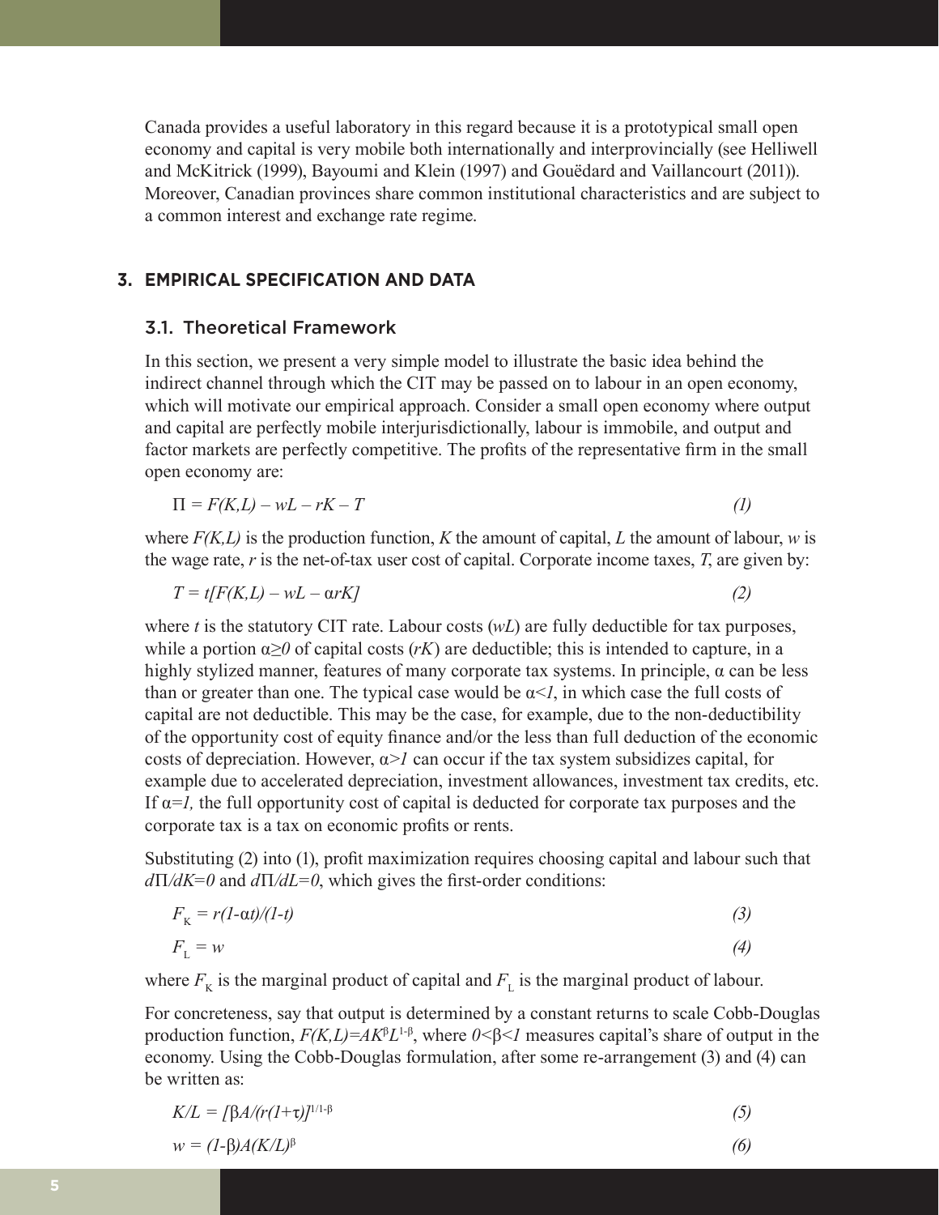Canada provides a useful laboratory in this regard because it is a prototypical small open economy and capital is very mobile both internationally and interprovincially (see Helliwell and McKitrick (1999), Bayoumi and Klein (1997) and Gouëdard and Vaillancourt (2011)). Moreover, Canadian provinces share common institutional characteristics and are subject to a common interest and exchange rate regime.

## 3. EMPIRICAL SPECIFICATION AND DATA

### 3.1. Theoretical Framework

In this section, we present a very simple model to illustrate the basic idea behind the indirect channel through which the CIT may be passed on to labour in an open economy, which will motivate our empirical approach. Consider a small open economy where output and capital are perfectly mobile interjurisdictionally, labour is immobile, and output and factor markets are perfectly competitive. The profits of the representative firm in the small open economy are:

$$\Pi = F(K,L) - wL - rK - T \tag{1}$$

where $F(K,L)$ is the production function, $K$ the amount of capital, $L$ the amount of labour, $w$ is the wage rate, $r$ is the net-of-tax user cost of capital. Corporate income taxes, $T$, are given by:

$$T = t[F(K,L) - wL - \alpha rK] \tag{2}$$

where $t$ is the statutory CIT rate. Labour costs ($wL$) are fully deductible for tax purposes, while a portion $\alpha \geq 0$ of capital costs ($rK$) are deductible; this is intended to capture, in a highly stylized manner, features of many corporate tax systems. In principle, $\alpha$ can be less than or greater than one. The typical case would be $\alpha < 1$, in which case the full costs of capital are not deductible. This may be the case, for example, due to the non-deductibility of the opportunity cost of equity finance and/or the less than full deduction of the economic costs of depreciation. However, $\alpha > 1$ can occur if the tax system subsidizes capital, for example due to accelerated depreciation, investment allowances, investment tax credits, etc. If $\alpha = 1$, the full opportunity cost of capital is deducted for corporate tax purposes and the corporate tax is a tax on economic profits or rents.

Substituting (2) into (1), profit maximization requires choosing capital and labour such that $d\Pi/dK = 0$ and $d\Pi/dL = 0$, which gives the first-order conditions:

$$F_K = r(1-\alpha t)/(1-t) \tag{3}$$

$$F_L = w \tag{4}$$

where $F_K$ is the marginal product of capital and $F_L$ is the marginal product of labour.

For concreteness, say that output is determined by a constant returns to scale Cobb-Douglas production function, $F(K,L) = AK^{\beta}L^{1-\beta}$, where $0 < \beta < 1$ measures capital's share of output in the economy. Using the Cobb-Douglas formulation, after some re-arrangement (3) and (4) can be written as:

$$K/L = [\beta A/(r(1+\tau))]^{1/1-\beta} \tag{5}$$

$$w = (1-\beta)A(K/L)^{\beta} \tag{6}$$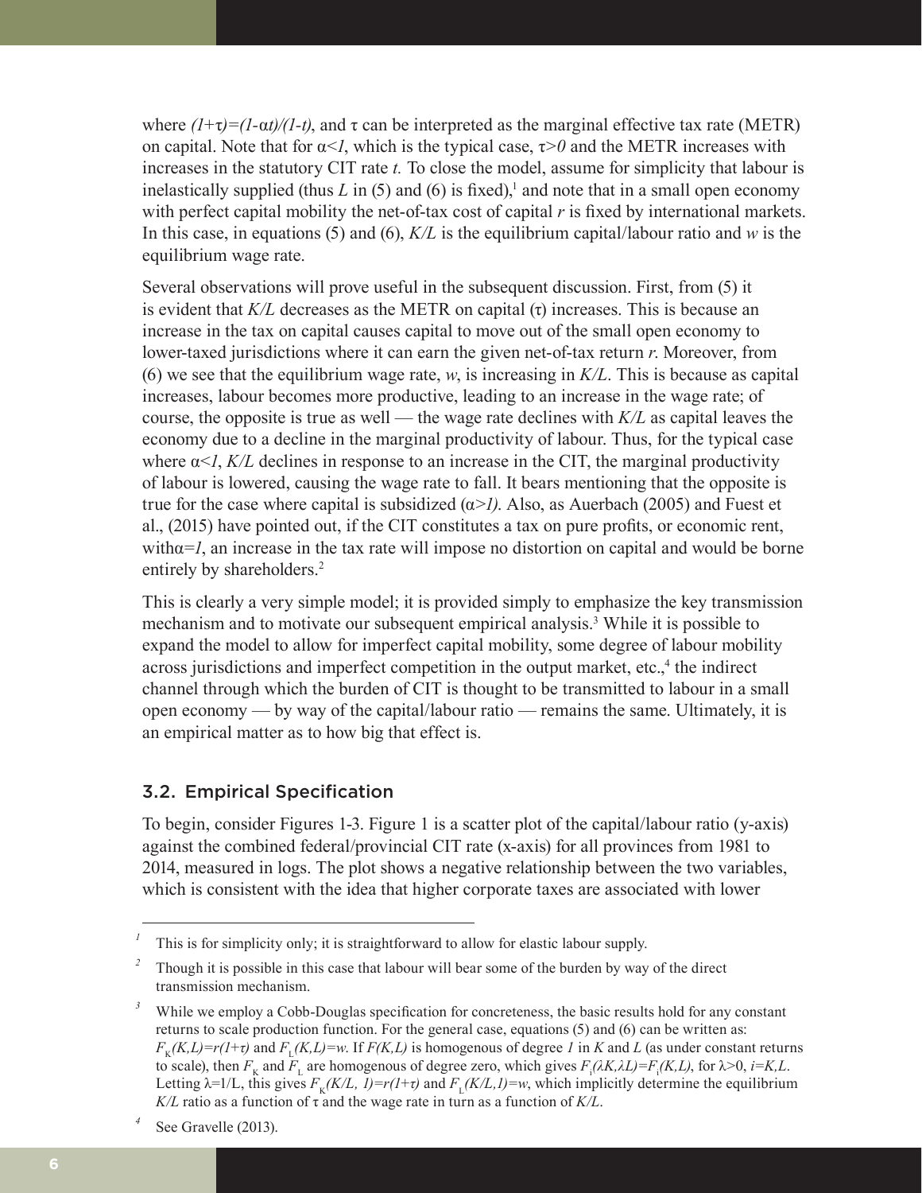where $(1+\tau)=(1-\alpha t)/(1-t)$, and $\tau$ can be interpreted as the marginal effective tax rate (METR) on capital. Note that for $\alpha<1$, which is the typical case, $\tau>0$ and the METR increases with increases in the statutory CIT rate $t$. To close the model, assume for simplicity that labour is inelastically supplied (thus $L$ in (5) and (6) is fixed),[1] and note that in a small open economy with perfect capital mobility the net-of-tax cost of capital $r$ is fixed by international markets. In this case, in equations (5) and (6), $K/L$ is the equilibrium capital/labour ratio and $w$ is the equilibrium wage rate.

Several observations will prove useful in the subsequent discussion. First, from (5) it is evident that $K/L$ decreases as the METR on capital ($\tau$) increases. This is because an increase in the tax on capital causes capital to move out of the small open economy to lower-taxed jurisdictions where it can earn the given net-of-tax return $r$. Moreover, from (6) we see that the equilibrium wage rate, $w$, is increasing in $K/L$. This is because as capital increases, labour becomes more productive, leading to an increase in the wage rate; of course, the opposite is true as well — the wage rate declines with $K/L$ as capital leaves the economy due to a decline in the marginal productivity of labour. Thus, for the typical case where $\alpha<1$, $K/L$ declines in response to an increase in the CIT, the marginal productivity of labour is lowered, causing the wage rate to fall. It bears mentioning that the opposite is true for the case where capital is subsidized ($\alpha>1$). Also, as Auerbach (2005) and Fuest et al., (2015) have pointed out, if the CIT constitutes a tax on pure profits, or economic rent, with$\alpha=1$, an increase in the tax rate will impose no distortion on capital and would be borne entirely by shareholders.[2]

This is clearly a very simple model; it is provided simply to emphasize the key transmission mechanism and to motivate our subsequent empirical analysis.[3] While it is possible to expand the model to allow for imperfect capital mobility, some degree of labour mobility across jurisdictions and imperfect competition in the output market, etc.,[4] the indirect channel through which the burden of CIT is thought to be transmitted to labour in a small open economy — by way of the capital/labour ratio — remains the same. Ultimately, it is an empirical matter as to how big that effect is.

### 3.2. Empirical Specification

To begin, consider Figures 1-3. Figure 1 is a scatter plot of the capital/labour ratio (y-axis) against the combined federal/provincial CIT rate (x-axis) for all provinces from 1981 to 2014, measured in logs. The plot shows a negative relationship between the two variables, which is consistent with the idea that higher corporate taxes are associated with lower

---

[1] This is for simplicity only; it is straightforward to allow for elastic labour supply.

[2] Though it is possible in this case that labour will bear some of the burden by way of the direct transmission mechanism.

[3] While we employ a Cobb-Douglas specification for concreteness, the basic results hold for any constant returns to scale production function. For the general case, equations (5) and (6) can be written as: $F_K(K,L)=r(1+\tau)$ and $F_L(K,L)=w$. If $F(K,L)$ is homogenous of degree $1$ in $K$ and $L$ (as under constant returns to scale), then $F_K$ and $F_L$ are homogenous of degree zero, which gives $F_i(\lambda K,\lambda L)=F_i(K,L)$, for $\lambda>0$, $i=K,L$. Letting $\lambda=1/L$, this gives $F_K(K/L,\ 1)=r(1+\tau)$ and $F_L(K/L,1)=w$, which implicitly determine the equilibrium $K/L$ ratio as a function of $\tau$ and the wage rate in turn as a function of $K/L$.

[4] See Gravelle (2013).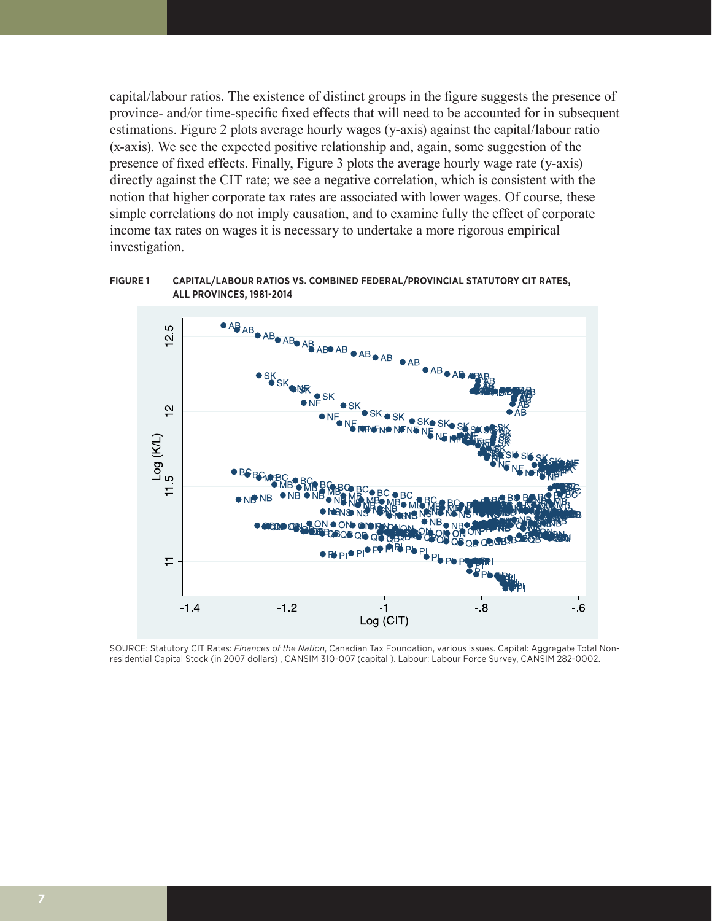capital/labour ratios. The existence of distinct groups in the figure suggests the presence of province- and/or time-specific fixed effects that will need to be accounted for in subsequent estimations. Figure 2 plots average hourly wages (y-axis) against the capital/labour ratio (x-axis). We see the expected positive relationship and, again, some suggestion of the presence of fixed effects. Finally, Figure 3 plots the average hourly wage rate (y-axis) directly against the CIT rate; we see a negative correlation, which is consistent with the notion that higher corporate tax rates are associated with lower wages. Of course, these simple correlations do not imply causation, and to examine fully the effect of corporate income tax rates on wages it is necessary to undertake a more rigorous empirical investigation.

**FIGURE 1 CAPITAL/LABOUR RATIOS VS. COMBINED FEDERAL/PROVINCIAL STATUTORY CIT RATES, ALL PROVINCES, 1981-2014**

SOURCE: Statutory CIT Rates: *Finances of the Nation*, Canadian Tax Foundation, various issues. Capital: Aggregate Total Non-residential Capital Stock (in 2007 dollars) , CANSIM 310-007 (capital ). Labour: Labour Force Survey, CANSIM 282-0002.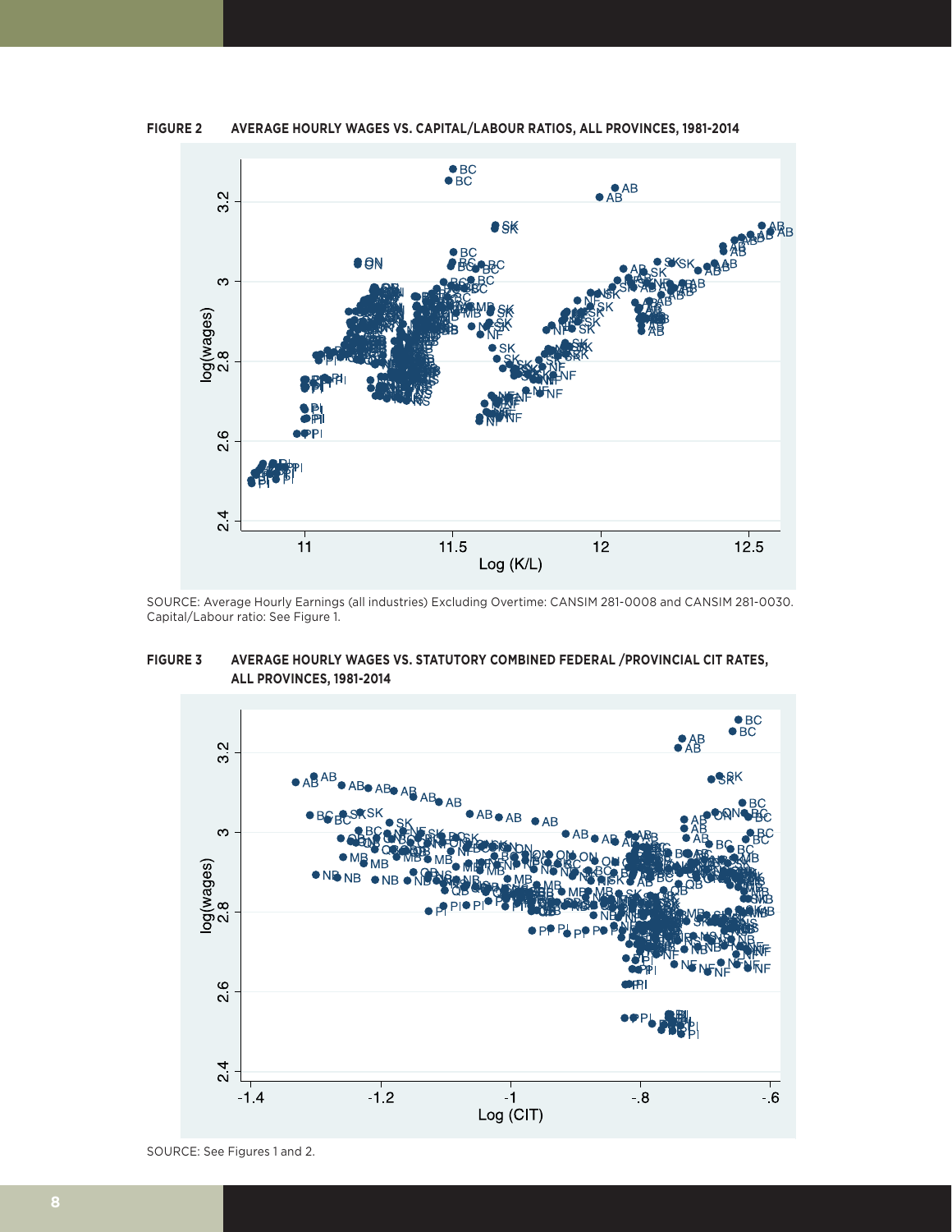**FIGURE 2 AVERAGE HOURLY WAGES VS. CAPITAL/LABOUR RATIOS, ALL PROVINCES, 1981-2014**

SOURCE: Average Hourly Earnings (all industries) Excluding Overtime: CANSIM 281-0008 and CANSIM 281-0030. Capital/Labour ratio: See Figure 1.

**FIGURE 3 AVERAGE HOURLY WAGES VS. STATUTORY COMBINED FEDERAL /PROVINCIAL CIT RATES, ALL PROVINCES, 1981-2014**

SOURCE: See Figures 1 and 2.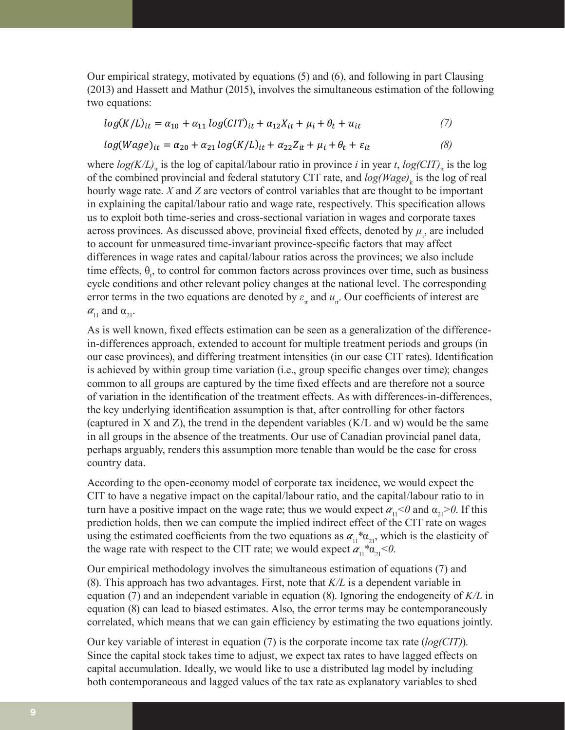Our empirical strategy, motivated by equations (5) and (6), and following in part Clausing (2013) and Hassett and Mathur (2015), involves the simultaneous estimation of the following two equations:

$$log(K/L)_{it} = \alpha_{10} + \alpha_{11}\, log(CIT)_{it} + \alpha_{12}X_{it} + \mu_i + \theta_t + u_{it} \qquad (7)$$

$$log(Wage)_{it} = \alpha_{20} + \alpha_{21}\, log(K/L)_{it} + \alpha_{22}Z_{it} + \mu_i + \theta_t + \varepsilon_{it} \qquad (8)$$

where $log(K/L)_{it}$ is the log of capital/labour ratio in province $i$ in year $t$, $log(CIT)_{it}$ is the log of the combined provincial and federal statutory CIT rate, and $log(Wage)_{it}$ is the log of real hourly wage rate. $X$ and $Z$ are vectors of control variables that are thought to be important in explaining the capital/labour ratio and wage rate, respectively. This specification allows us to exploit both time-series and cross-sectional variation in wages and corporate taxes across provinces. As discussed above, provincial fixed effects, denoted by $\mu_i$, are included to account for unmeasured time-invariant province-specific factors that may affect differences in wage rates and capital/labour ratios across the provinces; we also include time effects, $\theta_t$, to control for common factors across provinces over time, such as business cycle conditions and other relevant policy changes at the national level. The corresponding error terms in the two equations are denoted by $\varepsilon_{it}$ and $u_{it}$. Our coefficients of interest are $\alpha_{11}$ and $\alpha_{21}$.

As is well known, fixed effects estimation can be seen as a generalization of the difference-in-differences approach, extended to account for multiple treatment periods and groups (in our case provinces), and differing treatment intensities (in our case CIT rates). Identification is achieved by within group time variation (i.e., group specific changes over time); changes common to all groups are captured by the time fixed effects and are therefore not a source of variation in the identification of the treatment effects. As with differences-in-differences, the key underlying identification assumption is that, after controlling for other factors (captured in X and Z), the trend in the dependent variables (K/L and w) would be the same in all groups in the absence of the treatments. Our use of Canadian provincial panel data, perhaps arguably, renders this assumption more tenable than would be the case for cross country data.

According to the open-economy model of corporate tax incidence, we would expect the CIT to have a negative impact on the capital/labour ratio, and the capital/labour ratio to in turn have a positive impact on the wage rate; thus we would expect $\alpha_{11}<0$ and $\alpha_{21}>0$. If this prediction holds, then we can compute the implied indirect effect of the CIT rate on wages using the estimated coefficients from the two equations as $\alpha_{11}*\alpha_{21}$, which is the elasticity of the wage rate with respect to the CIT rate; we would expect $\alpha_{11}*\alpha_{21}<0$.

Our empirical methodology involves the simultaneous estimation of equations (7) and (8). This approach has two advantages. First, note that $K/L$ is a dependent variable in equation (7) and an independent variable in equation (8). Ignoring the endogeneity of $K/L$ in equation (8) can lead to biased estimates. Also, the error terms may be contemporaneously correlated, which means that we can gain efficiency by estimating the two equations jointly.

Our key variable of interest in equation (7) is the corporate income tax rate (*log(CIT)*). Since the capital stock takes time to adjust, we expect tax rates to have lagged effects on capital accumulation. Ideally, we would like to use a distributed lag model by including both contemporaneous and lagged values of the tax rate as explanatory variables to shed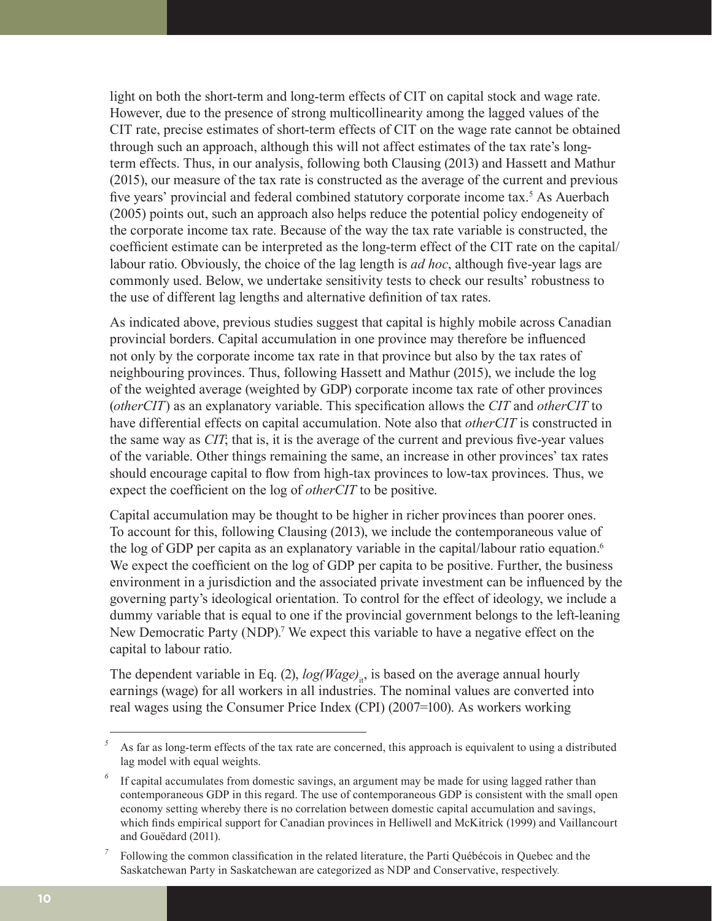light on both the short-term and long-term effects of CIT on capital stock and wage rate. However, due to the presence of strong multicollinearity among the lagged values of the CIT rate, precise estimates of short-term effects of CIT on the wage rate cannot be obtained through such an approach, although this will not affect estimates of the tax rate's long-term effects. Thus, in our analysis, following both Clausing (2013) and Hassett and Mathur (2015), our measure of the tax rate is constructed as the average of the current and previous five years' provincial and federal combined statutory corporate income tax.[5] As Auerbach (2005) points out, such an approach also helps reduce the potential policy endogeneity of the corporate income tax rate. Because of the way the tax rate variable is constructed, the coefficient estimate can be interpreted as the long-term effect of the CIT rate on the capital/labour ratio. Obviously, the choice of the lag length is *ad hoc*, although five-year lags are commonly used. Below, we undertake sensitivity tests to check our results' robustness to the use of different lag lengths and alternative definition of tax rates.

As indicated above, previous studies suggest that capital is highly mobile across Canadian provincial borders. Capital accumulation in one province may therefore be influenced not only by the corporate income tax rate in that province but also by the tax rates of neighbouring provinces. Thus, following Hassett and Mathur (2015), we include the log of the weighted average (weighted by GDP) corporate income tax rate of other provinces (*otherCIT*) as an explanatory variable. This specification allows the *CIT* and *otherCIT* to have differential effects on capital accumulation. Note also that *otherCIT* is constructed in the same way as *CIT*; that is, it is the average of the current and previous five-year values of the variable. Other things remaining the same, an increase in other provinces' tax rates should encourage capital to flow from high-tax provinces to low-tax provinces. Thus, we expect the coefficient on the log of *otherCIT* to be positive.

Capital accumulation may be thought to be higher in richer provinces than poorer ones. To account for this, following Clausing (2013), we include the contemporaneous value of the log of GDP per capita as an explanatory variable in the capital/labour ratio equation.[6] We expect the coefficient on the log of GDP per capita to be positive. Further, the business environment in a jurisdiction and the associated private investment can be influenced by the governing party's ideological orientation. To control for the effect of ideology, we include a dummy variable that is equal to one if the provincial government belongs to the left-leaning New Democratic Party (NDP).[7] We expect this variable to have a negative effect on the capital to labour ratio.

The dependent variable in Eq. (2), $log(Wage)_{it}$, is based on the average annual hourly earnings (wage) for all workers in all industries. The nominal values are converted into real wages using the Consumer Price Index (CPI) (2007=100). As workers working

---

[5] As far as long-term effects of the tax rate are concerned, this approach is equivalent to using a distributed lag model with equal weights.

[6] If capital accumulates from domestic savings, an argument may be made for using lagged rather than contemporaneous GDP in this regard. The use of contemporaneous GDP is consistent with the small open economy setting whereby there is no correlation between domestic capital accumulation and savings, which finds empirical support for Canadian provinces in Helliwell and McKitrick (1999) and Vaillancourt and Gouëdard (2011).

[7] Following the common classification in the related literature, the Parti Québécois in Quebec and the Saskatchewan Party in Saskatchewan are categorized as NDP and Conservative, respectively.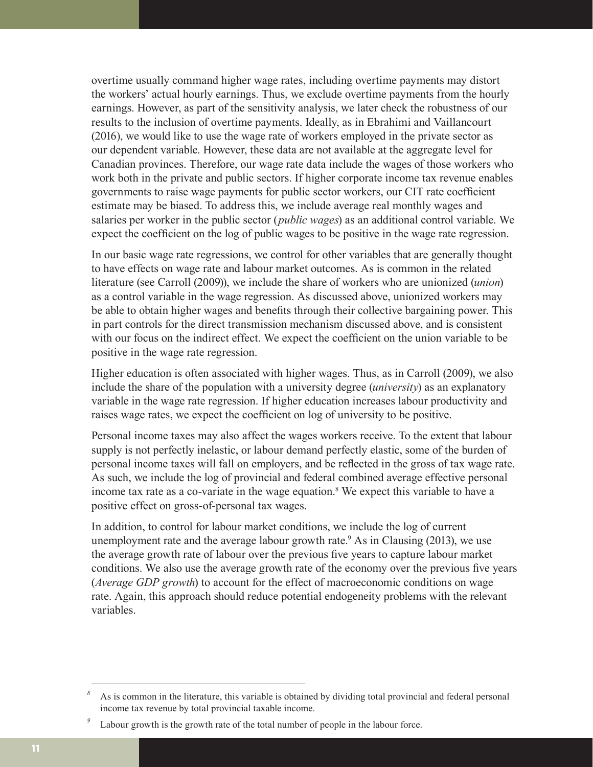overtime usually command higher wage rates, including overtime payments may distort the workers' actual hourly earnings. Thus, we exclude overtime payments from the hourly earnings. However, as part of the sensitivity analysis, we later check the robustness of our results to the inclusion of overtime payments. Ideally, as in Ebrahimi and Vaillancourt (2016), we would like to use the wage rate of workers employed in the private sector as our dependent variable. However, these data are not available at the aggregate level for Canadian provinces. Therefore, our wage rate data include the wages of those workers who work both in the private and public sectors. If higher corporate income tax revenue enables governments to raise wage payments for public sector workers, our CIT rate coefficient estimate may be biased. To address this, we include average real monthly wages and salaries per worker in the public sector (*public wages*) as an additional control variable. We expect the coefficient on the log of public wages to be positive in the wage rate regression.

In our basic wage rate regressions, we control for other variables that are generally thought to have effects on wage rate and labour market outcomes. As is common in the related literature (see Carroll (2009)), we include the share of workers who are unionized (*union*) as a control variable in the wage regression. As discussed above, unionized workers may be able to obtain higher wages and benefits through their collective bargaining power. This in part controls for the direct transmission mechanism discussed above, and is consistent with our focus on the indirect effect. We expect the coefficient on the union variable to be positive in the wage rate regression.

Higher education is often associated with higher wages. Thus, as in Carroll (2009), we also include the share of the population with a university degree (*university*) as an explanatory variable in the wage rate regression. If higher education increases labour productivity and raises wage rates, we expect the coefficient on log of university to be positive.

Personal income taxes may also affect the wages workers receive. To the extent that labour supply is not perfectly inelastic, or labour demand perfectly elastic, some of the burden of personal income taxes will fall on employers, and be reflected in the gross of tax wage rate. As such, we include the log of provincial and federal combined average effective personal income tax rate as a co-variate in the wage equation.[8] We expect this variable to have a positive effect on gross-of-personal tax wages.

In addition, to control for labour market conditions, we include the log of current unemployment rate and the average labour growth rate.[9] As in Clausing (2013), we use the average growth rate of labour over the previous five years to capture labour market conditions. We also use the average growth rate of the economy over the previous five years (*Average GDP growth*) to account for the effect of macroeconomic conditions on wage rate. Again, this approach should reduce potential endogeneity problems with the relevant variables.

---

[8] As is common in the literature, this variable is obtained by dividing total provincial and federal personal income tax revenue by total provincial taxable income.

[9] Labour growth is the growth rate of the total number of people in the labour force.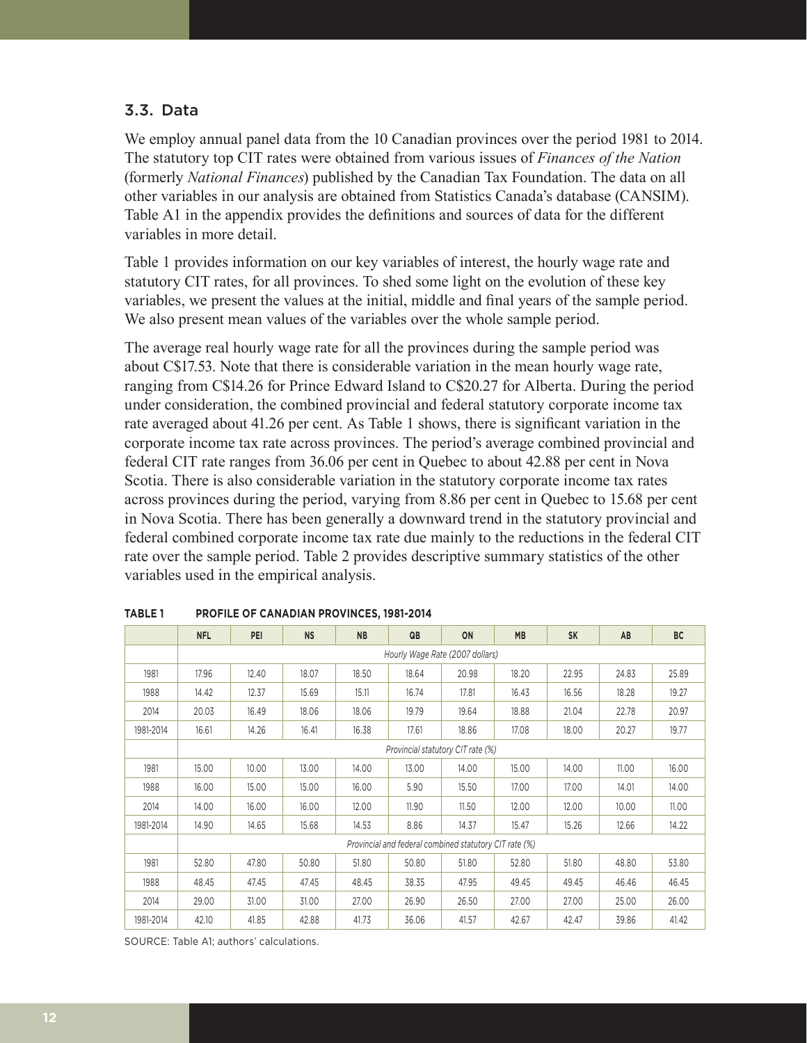## 3.3. Data

We employ annual panel data from the 10 Canadian provinces over the period 1981 to 2014. The statutory top CIT rates were obtained from various issues of *Finances of the Nation* (formerly *National Finances*) published by the Canadian Tax Foundation. The data on all other variables in our analysis are obtained from Statistics Canada's database (CANSIM). Table A1 in the appendix provides the definitions and sources of data for the different variables in more detail.

Table 1 provides information on our key variables of interest, the hourly wage rate and statutory CIT rates, for all provinces. To shed some light on the evolution of these key variables, we present the values at the initial, middle and final years of the sample period. We also present mean values of the variables over the whole sample period.

The average real hourly wage rate for all the provinces during the sample period was about C$17.53. Note that there is considerable variation in the mean hourly wage rate, ranging from C$14.26 for Prince Edward Island to C$20.27 for Alberta. During the period under consideration, the combined provincial and federal statutory corporate income tax rate averaged about 41.26 per cent. As Table 1 shows, there is significant variation in the corporate income tax rate across provinces. The period's average combined provincial and federal CIT rate ranges from 36.06 per cent in Quebec to about 42.88 per cent in Nova Scotia. There is also considerable variation in the statutory corporate income tax rates across provinces during the period, varying from 8.86 per cent in Quebec to 15.68 per cent in Nova Scotia. There has been generally a downward trend in the statutory provincial and federal combined corporate income tax rate due mainly to the reductions in the federal CIT rate over the sample period. Table 2 provides descriptive summary statistics of the other variables used in the empirical analysis.

**TABLE 1 PROFILE OF CANADIAN PROVINCES, 1981-2014**

| | NFL | PEI | NS | NB | QB | ON | MB | SK | AB | BC |
|---|---|---|---|---|---|---|---|---|---|---|
| | *Hourly Wage Rate (2007 dollars)* | | | | | | | | | |
| 1981 | 17.96 | 12.40 | 18.07 | 18.50 | 18.64 | 20.98 | 18.20 | 22.95 | 24.83 | 25.89 |
| 1988 | 14.42 | 12.37 | 15.69 | 15.11 | 16.74 | 17.81 | 16.43 | 16.56 | 18.28 | 19.27 |
| 2014 | 20.03 | 16.49 | 18.06 | 18.06 | 19.79 | 19.64 | 18.88 | 21.04 | 22.78 | 20.97 |
| 1981-2014 | 16.61 | 14.26 | 16.41 | 16.38 | 17.61 | 18.86 | 17.08 | 18.00 | 20.27 | 19.77 |
| | *Provincial statutory CIT rate (%)* | | | | | | | | | |
| 1981 | 15.00 | 10.00 | 13.00 | 14.00 | 13.00 | 14.00 | 15.00 | 14.00 | 11.00 | 16.00 |
| 1988 | 16.00 | 15.00 | 15.00 | 16.00 | 5.90 | 15.50 | 17.00 | 17.00 | 14.01 | 14.00 |
| 2014 | 14.00 | 16.00 | 16.00 | 12.00 | 11.90 | 11.50 | 12.00 | 12.00 | 10.00 | 11.00 |
| 1981-2014 | 14.90 | 14.65 | 15.68 | 14.53 | 8.86 | 14.37 | 15.47 | 15.26 | 12.66 | 14.22 |
| | *Provincial and federal combined statutory CIT rate (%)* | | | | | | | | | |
| 1981 | 52.80 | 47.80 | 50.80 | 51.80 | 50.80 | 51.80 | 52.80 | 51.80 | 48.80 | 53.80 |
| 1988 | 48.45 | 47.45 | 47.45 | 48.45 | 38.35 | 47.95 | 49.45 | 49.45 | 46.46 | 46.45 |
| 2014 | 29.00 | 31.00 | 31.00 | 27.00 | 26.90 | 26.50 | 27.00 | 27.00 | 25.00 | 26.00 |
| 1981-2014 | 42.10 | 41.85 | 42.88 | 41.73 | 36.06 | 41.57 | 42.67 | 42.47 | 39.86 | 41.42 |

SOURCE: Table A1; authors' calculations.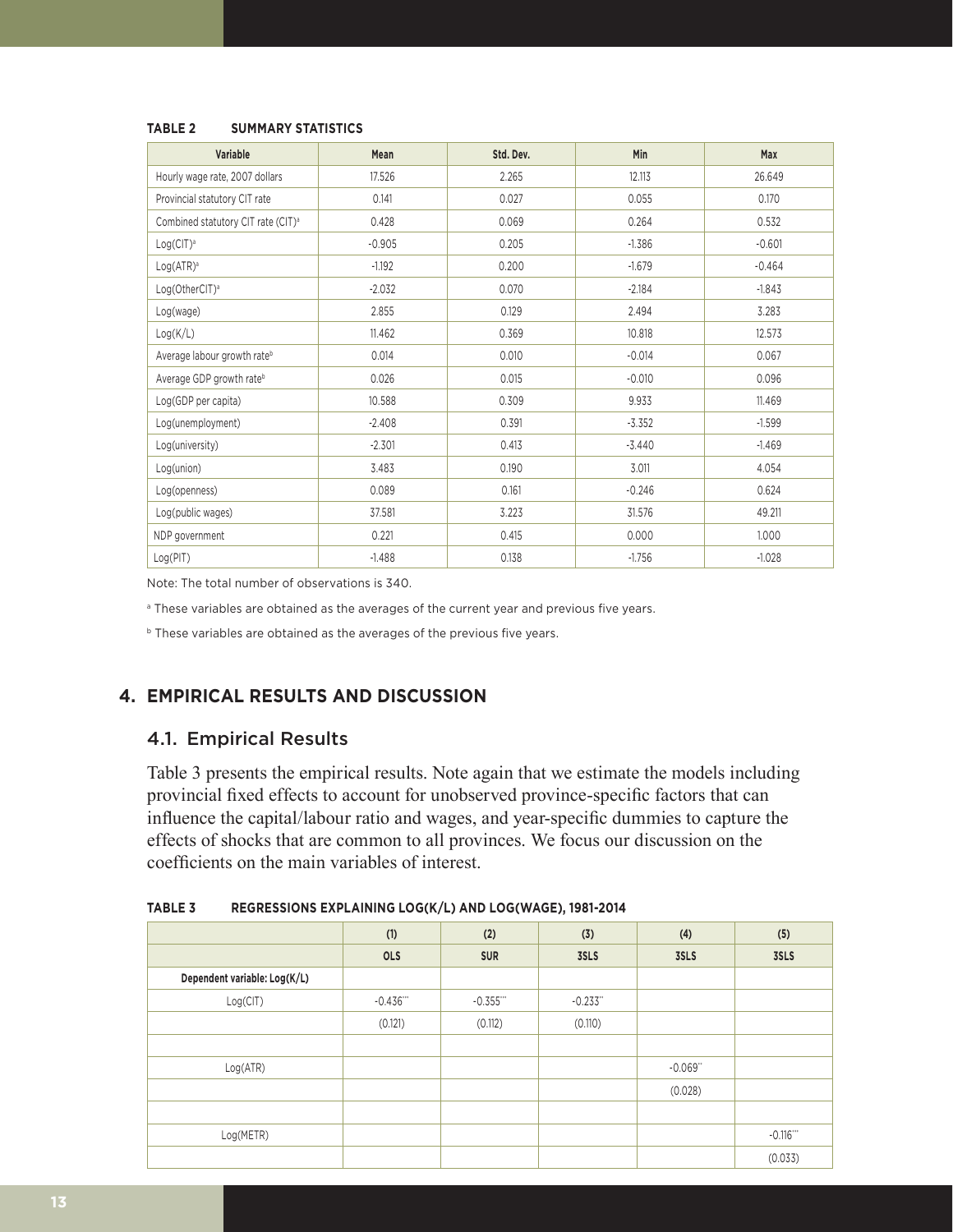**TABLE 2 SUMMARY STATISTICS**

| Variable | Mean | Std. Dev. | Min | Max |
|---|---|---|---|---|
| Hourly wage rate, 2007 dollars | 17.526 | 2.265 | 12.113 | 26.649 |
| Provincial statutory CIT rate | 0.141 | 0.027 | 0.055 | 0.170 |
| Combined statutory CIT rate (CIT)[a] | 0.428 | 0.069 | 0.264 | 0.532 |
| Log(CIT)[a] | -0.905 | 0.205 | -1.386 | -0.601 |
| Log(ATR)[a] | -1.192 | 0.200 | -1.679 | -0.464 |
| Log(OtherCIT)[a] | -2.032 | 0.070 | -2.184 | -1.843 |
| Log(wage) | 2.855 | 0.129 | 2.494 | 3.283 |
| Log(K/L) | 11.462 | 0.369 | 10.818 | 12.573 |
| Average labour growth rate[b] | 0.014 | 0.010 | -0.014 | 0.067 |
| Average GDP growth rate[b] | 0.026 | 0.015 | -0.010 | 0.096 |
| Log(GDP per capita) | 10.588 | 0.309 | 9.933 | 11.469 |
| Log(unemployment) | -2.408 | 0.391 | -3.352 | -1.599 |
| Log(university) | -2.301 | 0.413 | -3.440 | -1.469 |
| Log(union) | 3.483 | 0.190 | 3.011 | 4.054 |
| Log(openness) | 0.089 | 0.161 | -0.246 | 0.624 |
| Log(public wages) | 37.581 | 3.223 | 31.576 | 49.211 |
| NDP government | 0.221 | 0.415 | 0.000 | 1.000 |
| Log(PIT) | -1.488 | 0.138 | -1.756 | -1.028 |

Note: The total number of observations is 340.

[a] These variables are obtained as the averages of the current year and previous five years.

[b] These variables are obtained as the averages of the previous five years.

## 4. EMPIRICAL RESULTS AND DISCUSSION

### 4.1. Empirical Results

Table 3 presents the empirical results. Note again that we estimate the models including provincial fixed effects to account for unobserved province-specific factors that can influence the capital/labour ratio and wages, and year-specific dummies to capture the effects of shocks that are common to all provinces. We focus our discussion on the coefficients on the main variables of interest.

**TABLE 3 REGRESSIONS EXPLAINING LOG(K/L) AND LOG(WAGE), 1981-2014**

| | (1) | (2) | (3) | (4) | (5) |
|---|---|---|---|---|---|
| | **OLS** | **SUR** | **3SLS** | **3SLS** | **3SLS** |
| **Dependent variable: Log(K/L)** | | | | | |
| Log(CIT) | -0.436*** | -0.355*** | -0.233** | | |
| | (0.121) | (0.112) | (0.110) | | |
| | | | | | |
| Log(ATR) | | | | -0.069** | |
| | | | | (0.028) | |
| | | | | | |
| Log(METR) | | | | | -0.116*** |
| | | | | | (0.033) |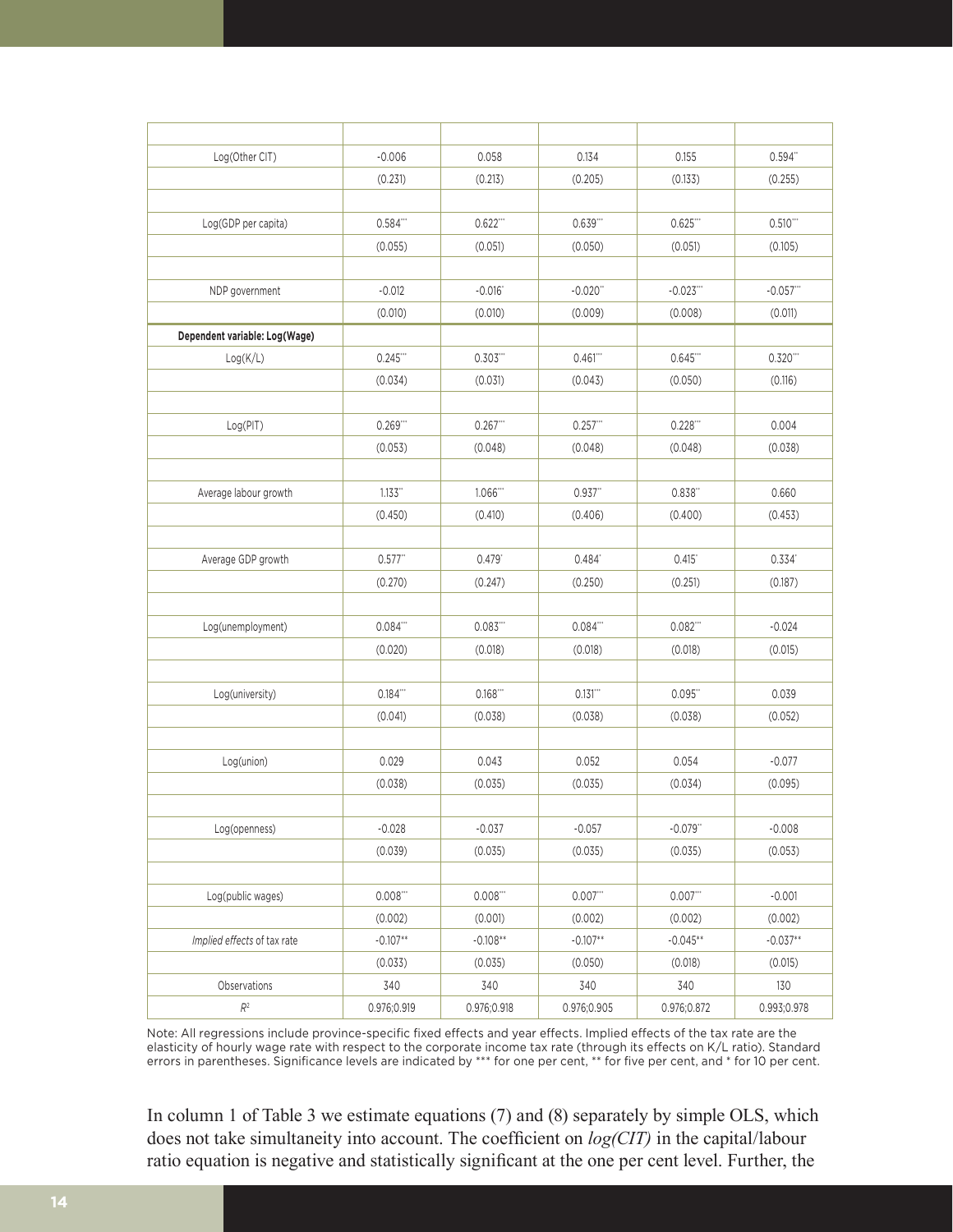| | | | | | |
|---|---|---|---|---|---|
| Log(Other CIT) | -0.006 | 0.058 | 0.134 | 0.155 | 0.594** |
| | (0.231) | (0.213) | (0.205) | (0.133) | (0.255) |
| | | | | | |
| Log(GDP per capita) | 0.584*** | 0.622*** | 0.639*** | 0.625*** | 0.510*** |
| | (0.055) | (0.051) | (0.050) | (0.051) | (0.105) |
| | | | | | |
| NDP government | -0.012 | -0.016* | -0.020** | -0.023*** | -0.057*** |
| | (0.010) | (0.010) | (0.009) | (0.008) | (0.011) |
| **Dependent variable: Log(Wage)** | | | | | |
| Log(K/L) | 0.245*** | 0.303*** | 0.461*** | 0.645*** | 0.320*** |
| | (0.034) | (0.031) | (0.043) | (0.050) | (0.116) |
| | | | | | |
| Log(PIT) | 0.269*** | 0.267*** | 0.257*** | 0.228*** | 0.004 |
| | (0.053) | (0.048) | (0.048) | (0.048) | (0.038) |
| | | | | | |
| Average labour growth | 1.133** | 1.066*** | 0.937** | 0.838** | 0.660 |
| | (0.450) | (0.410) | (0.406) | (0.400) | (0.453) |
| | | | | | |
| Average GDP growth | 0.577** | 0.479* | 0.484* | 0.415* | 0.334* |
| | (0.270) | (0.247) | (0.250) | (0.251) | (0.187) |
| | | | | | |
| Log(unemployment) | 0.084*** | 0.083*** | 0.084*** | 0.082*** | -0.024 |
| | (0.020) | (0.018) | (0.018) | (0.018) | (0.015) |
| | | | | | |
| Log(university) | 0.184*** | 0.168*** | 0.131*** | 0.095** | 0.039 |
| | (0.041) | (0.038) | (0.038) | (0.038) | (0.052) |
| | | | | | |
| Log(union) | 0.029 | 0.043 | 0.052 | 0.054 | -0.077 |
| | (0.038) | (0.035) | (0.035) | (0.034) | (0.095) |
| | | | | | |
| Log(openness) | -0.028 | -0.037 | -0.057 | -0.079** | -0.008 |
| | (0.039) | (0.035) | (0.035) | (0.035) | (0.053) |
| | | | | | |
| Log(public wages) | 0.008*** | 0.008*** | 0.007*** | 0.007*** | -0.001 |
| | (0.002) | (0.001) | (0.002) | (0.002) | (0.002) |
| *Implied effects* of tax rate | -0.107** | -0.108** | -0.107** | -0.045** | -0.037** |
| | (0.033) | (0.035) | (0.050) | (0.018) | (0.015) |
| Observations | 340 | 340 | 340 | 340 | 130 |
| $R^2$ | 0.976;0.919 | 0.976;0.918 | 0.976;0.905 | 0.976;0.872 | 0.993;0.978 |

Note: All regressions include province-specific fixed effects and year effects. Implied effects of the tax rate are the elasticity of hourly wage rate with respect to the corporate income tax rate (through its effects on K/L ratio). Standard errors in parentheses. Significance levels are indicated by *** for one per cent, ** for five per cent, and * for 10 per cent.

In column 1 of Table 3 we estimate equations (7) and (8) separately by simple OLS, which does not take simultaneity into account. The coefficient on *log(CIT)* in the capital/labour ratio equation is negative and statistically significant at the one per cent level. Further, the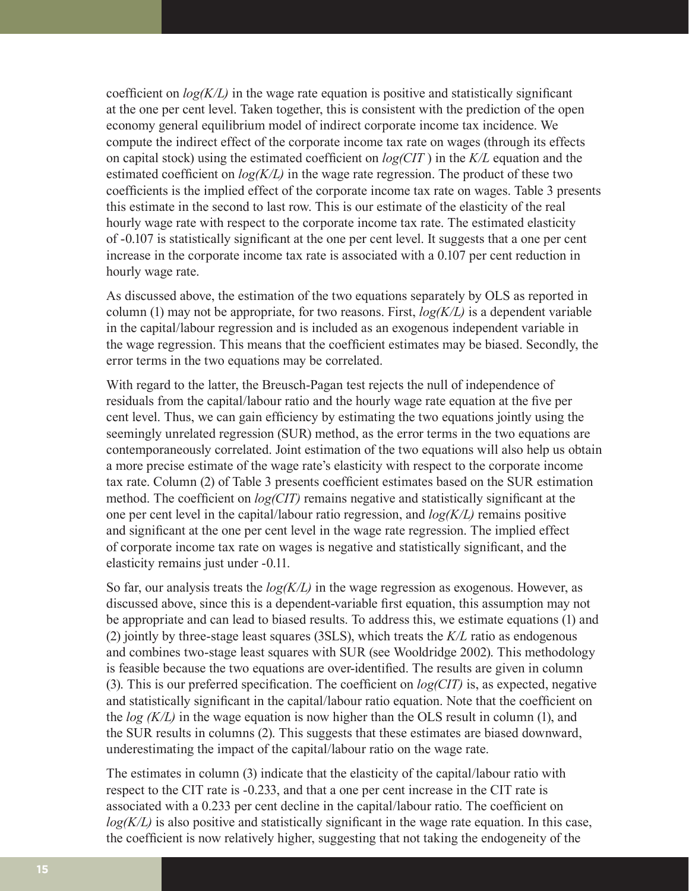coefficient on *log(K/L)* in the wage rate equation is positive and statistically significant at the one per cent level. Taken together, this is consistent with the prediction of the open economy general equilibrium model of indirect corporate income tax incidence. We compute the indirect effect of the corporate income tax rate on wages (through its effects on capital stock) using the estimated coefficient on *log(CIT )* in the *K/L* equation and the estimated coefficient on *log(K/L)* in the wage rate regression. The product of these two coefficients is the implied effect of the corporate income tax rate on wages. Table 3 presents this estimate in the second to last row. This is our estimate of the elasticity of the real hourly wage rate with respect to the corporate income tax rate. The estimated elasticity of -0.107 is statistically significant at the one per cent level. It suggests that a one per cent increase in the corporate income tax rate is associated with a 0.107 per cent reduction in hourly wage rate.

As discussed above, the estimation of the two equations separately by OLS as reported in column (1) may not be appropriate, for two reasons. First, *log(K/L)* is a dependent variable in the capital/labour regression and is included as an exogenous independent variable in the wage regression. This means that the coefficient estimates may be biased. Secondly, the error terms in the two equations may be correlated.

With regard to the latter, the Breusch-Pagan test rejects the null of independence of residuals from the capital/labour ratio and the hourly wage rate equation at the five per cent level. Thus, we can gain efficiency by estimating the two equations jointly using the seemingly unrelated regression (SUR) method, as the error terms in the two equations are contemporaneously correlated. Joint estimation of the two equations will also help us obtain a more precise estimate of the wage rate's elasticity with respect to the corporate income tax rate. Column (2) of Table 3 presents coefficient estimates based on the SUR estimation method. The coefficient on *log(CIT)* remains negative and statistically significant at the one per cent level in the capital/labour ratio regression, and *log(K/L)* remains positive and significant at the one per cent level in the wage rate regression. The implied effect of corporate income tax rate on wages is negative and statistically significant, and the elasticity remains just under -0.11.

So far, our analysis treats the *log(K/L)* in the wage regression as exogenous. However, as discussed above, since this is a dependent-variable first equation, this assumption may not be appropriate and can lead to biased results. To address this, we estimate equations (1) and (2) jointly by three-stage least squares (3SLS), which treats the *K/L* ratio as endogenous and combines two-stage least squares with SUR (see Wooldridge 2002). This methodology is feasible because the two equations are over-identified. The results are given in column (3). This is our preferred specification. The coefficient on *log(CIT)* is, as expected, negative and statistically significant in the capital/labour ratio equation. Note that the coefficient on the *log (K/L)* in the wage equation is now higher than the OLS result in column (1), and the SUR results in columns (2). This suggests that these estimates are biased downward, underestimating the impact of the capital/labour ratio on the wage rate.

The estimates in column (3) indicate that the elasticity of the capital/labour ratio with respect to the CIT rate is -0.233, and that a one per cent increase in the CIT rate is associated with a 0.233 per cent decline in the capital/labour ratio. The coefficient on *log(K/L)* is also positive and statistically significant in the wage rate equation. In this case, the coefficient is now relatively higher, suggesting that not taking the endogeneity of the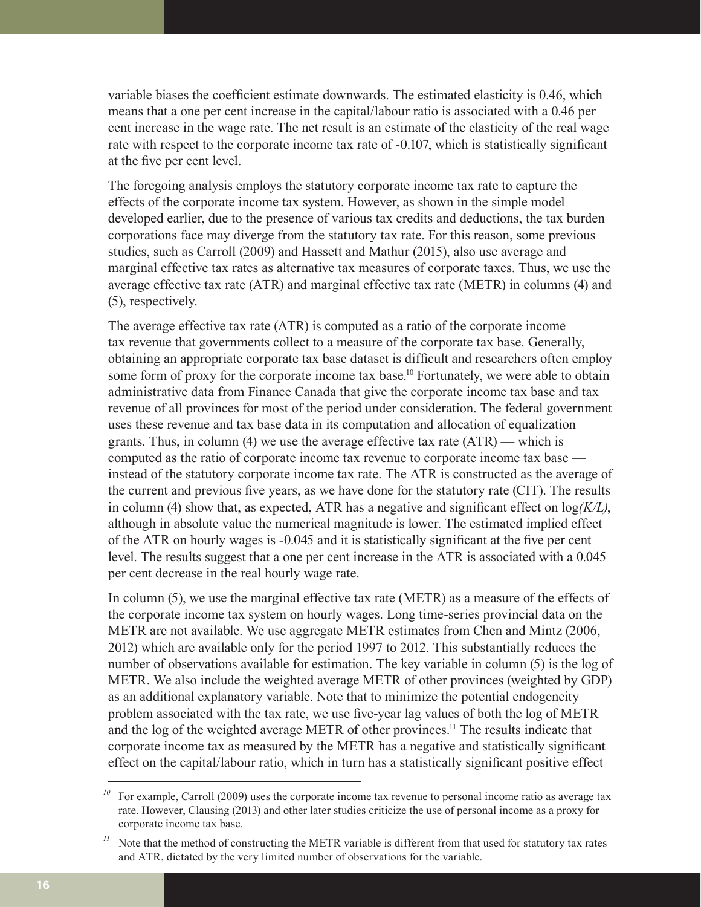variable biases the coefficient estimate downwards. The estimated elasticity is 0.46, which means that a one per cent increase in the capital/labour ratio is associated with a 0.46 per cent increase in the wage rate. The net result is an estimate of the elasticity of the real wage rate with respect to the corporate income tax rate of -0.107, which is statistically significant at the five per cent level.

The foregoing analysis employs the statutory corporate income tax rate to capture the effects of the corporate income tax system. However, as shown in the simple model developed earlier, due to the presence of various tax credits and deductions, the tax burden corporations face may diverge from the statutory tax rate. For this reason, some previous studies, such as Carroll (2009) and Hassett and Mathur (2015), also use average and marginal effective tax rates as alternative tax measures of corporate taxes. Thus, we use the average effective tax rate (ATR) and marginal effective tax rate (METR) in columns (4) and (5), respectively.

The average effective tax rate (ATR) is computed as a ratio of the corporate income tax revenue that governments collect to a measure of the corporate tax base. Generally, obtaining an appropriate corporate tax base dataset is difficult and researchers often employ some form of proxy for the corporate income tax base.[10] Fortunately, we were able to obtain administrative data from Finance Canada that give the corporate income tax base and tax revenue of all provinces for most of the period under consideration. The federal government uses these revenue and tax base data in its computation and allocation of equalization grants. Thus, in column (4) we use the average effective tax rate (ATR) — which is computed as the ratio of corporate income tax revenue to corporate income tax base — instead of the statutory corporate income tax rate. The ATR is constructed as the average of the current and previous five years, as we have done for the statutory rate (CIT). The results in column (4) show that, as expected, ATR has a negative and significant effect on log*(K/L)*, although in absolute value the numerical magnitude is lower. The estimated implied effect of the ATR on hourly wages is -0.045 and it is statistically significant at the five per cent level. The results suggest that a one per cent increase in the ATR is associated with a 0.045 per cent decrease in the real hourly wage rate.

In column (5), we use the marginal effective tax rate (METR) as a measure of the effects of the corporate income tax system on hourly wages. Long time-series provincial data on the METR are not available. We use aggregate METR estimates from Chen and Mintz (2006, 2012) which are available only for the period 1997 to 2012. This substantially reduces the number of observations available for estimation. The key variable in column (5) is the log of METR. We also include the weighted average METR of other provinces (weighted by GDP) as an additional explanatory variable. Note that to minimize the potential endogeneity problem associated with the tax rate, we use five-year lag values of both the log of METR and the log of the weighted average METR of other provinces.[11] The results indicate that corporate income tax as measured by the METR has a negative and statistically significant effect on the capital/labour ratio, which in turn has a statistically significant positive effect

---

[10] For example, Carroll (2009) uses the corporate income tax revenue to personal income ratio as average tax rate. However, Clausing (2013) and other later studies criticize the use of personal income as a proxy for corporate income tax base.

[11] Note that the method of constructing the METR variable is different from that used for statutory tax rates and ATR, dictated by the very limited number of observations for the variable.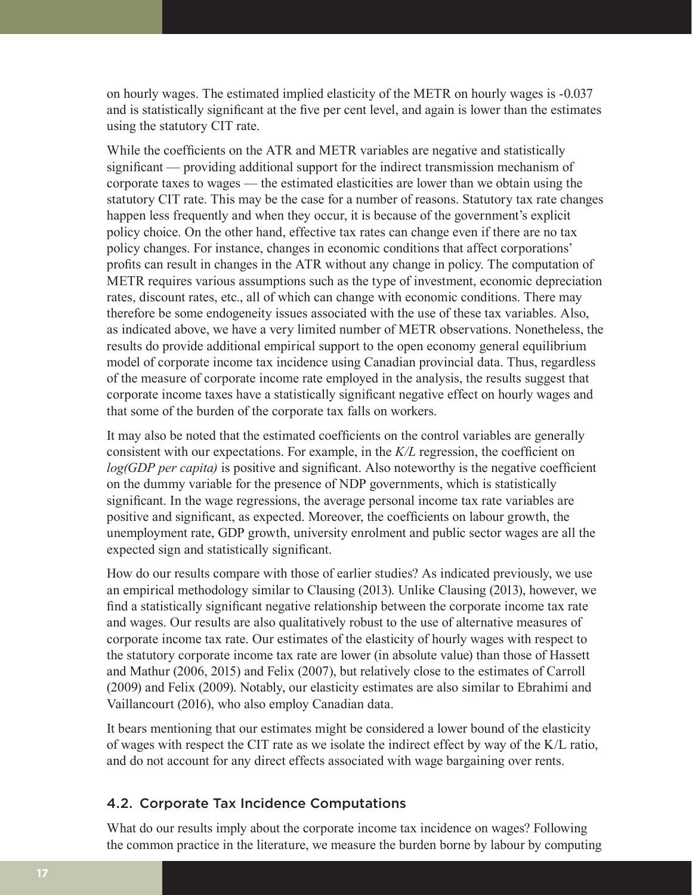on hourly wages. The estimated implied elasticity of the METR on hourly wages is -0.037 and is statistically significant at the five per cent level, and again is lower than the estimates using the statutory CIT rate.

While the coefficients on the ATR and METR variables are negative and statistically significant — providing additional support for the indirect transmission mechanism of corporate taxes to wages — the estimated elasticities are lower than we obtain using the statutory CIT rate. This may be the case for a number of reasons. Statutory tax rate changes happen less frequently and when they occur, it is because of the government's explicit policy choice. On the other hand, effective tax rates can change even if there are no tax policy changes. For instance, changes in economic conditions that affect corporations' profits can result in changes in the ATR without any change in policy. The computation of METR requires various assumptions such as the type of investment, economic depreciation rates, discount rates, etc., all of which can change with economic conditions. There may therefore be some endogeneity issues associated with the use of these tax variables. Also, as indicated above, we have a very limited number of METR observations. Nonetheless, the results do provide additional empirical support to the open economy general equilibrium model of corporate income tax incidence using Canadian provincial data. Thus, regardless of the measure of corporate income rate employed in the analysis, the results suggest that corporate income taxes have a statistically significant negative effect on hourly wages and that some of the burden of the corporate tax falls on workers.

It may also be noted that the estimated coefficients on the control variables are generally consistent with our expectations. For example, in the *K/L* regression, the coefficient on *log(GDP per capita)* is positive and significant. Also noteworthy is the negative coefficient on the dummy variable for the presence of NDP governments, which is statistically significant. In the wage regressions, the average personal income tax rate variables are positive and significant, as expected. Moreover, the coefficients on labour growth, the unemployment rate, GDP growth, university enrolment and public sector wages are all the expected sign and statistically significant.

How do our results compare with those of earlier studies? As indicated previously, we use an empirical methodology similar to Clausing (2013). Unlike Clausing (2013), however, we find a statistically significant negative relationship between the corporate income tax rate and wages. Our results are also qualitatively robust to the use of alternative measures of corporate income tax rate. Our estimates of the elasticity of hourly wages with respect to the statutory corporate income tax rate are lower (in absolute value) than those of Hassett and Mathur (2006, 2015) and Felix (2007), but relatively close to the estimates of Carroll (2009) and Felix (2009). Notably, our elasticity estimates are also similar to Ebrahimi and Vaillancourt (2016), who also employ Canadian data.

It bears mentioning that our estimates might be considered a lower bound of the elasticity of wages with respect the CIT rate as we isolate the indirect effect by way of the K/L ratio, and do not account for any direct effects associated with wage bargaining over rents.

### 4.2. Corporate Tax Incidence Computations

What do our results imply about the corporate income tax incidence on wages? Following the common practice in the literature, we measure the burden borne by labour by computing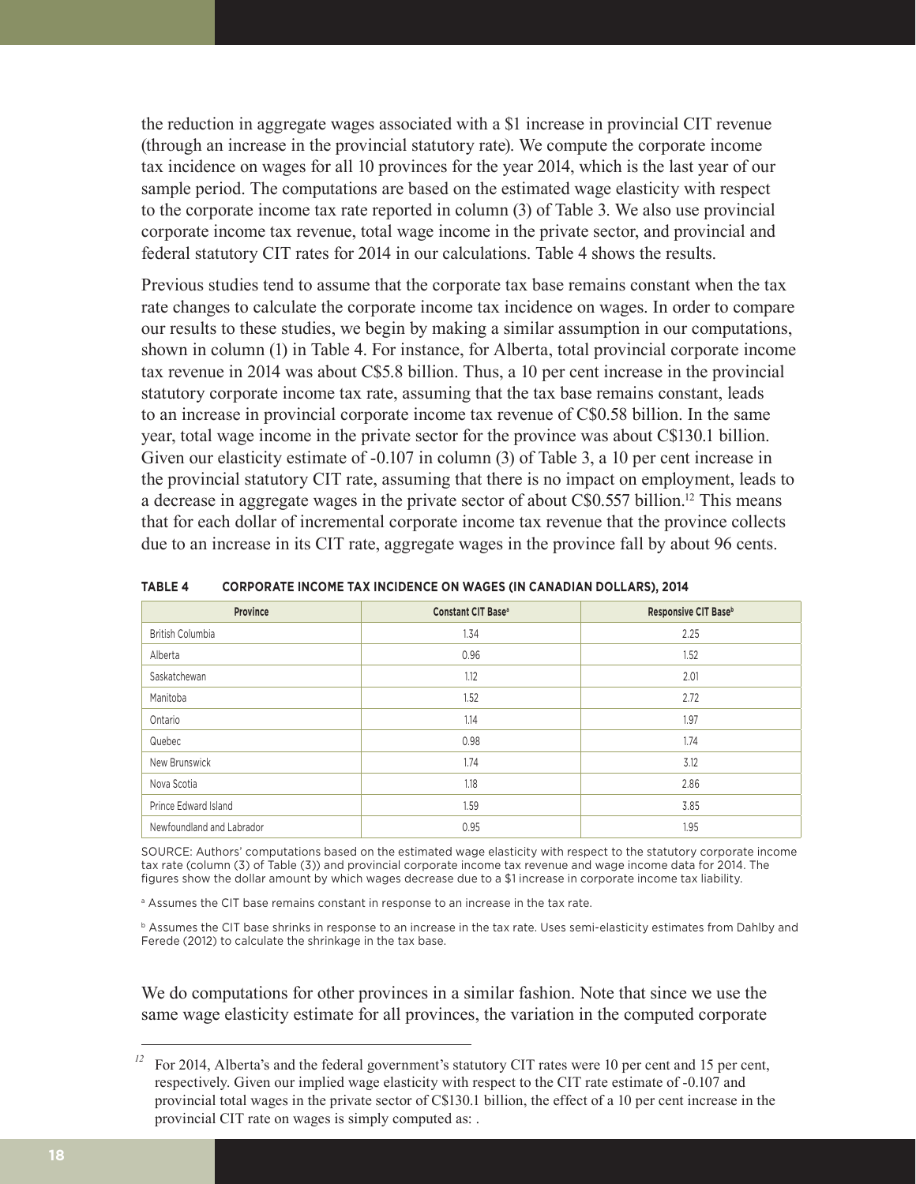the reduction in aggregate wages associated with a $1 increase in provincial CIT revenue (through an increase in the provincial statutory rate). We compute the corporate income tax incidence on wages for all 10 provinces for the year 2014, which is the last year of our sample period. The computations are based on the estimated wage elasticity with respect to the corporate income tax rate reported in column (3) of Table 3. We also use provincial corporate income tax revenue, total wage income in the private sector, and provincial and federal statutory CIT rates for 2014 in our calculations. Table 4 shows the results.

Previous studies tend to assume that the corporate tax base remains constant when the tax rate changes to calculate the corporate income tax incidence on wages. In order to compare our results to these studies, we begin by making a similar assumption in our computations, shown in column (1) in Table 4. For instance, for Alberta, total provincial corporate income tax revenue in 2014 was about C$5.8 billion. Thus, a 10 per cent increase in the provincial statutory corporate income tax rate, assuming that the tax base remains constant, leads to an increase in provincial corporate income tax revenue of C$0.58 billion. In the same year, total wage income in the private sector for the province was about C$130.1 billion. Given our elasticity estimate of -0.107 in column (3) of Table 3, a 10 per cent increase in the provincial statutory CIT rate, assuming that there is no impact on employment, leads to a decrease in aggregate wages in the private sector of about C$0.557 billion.[12] This means that for each dollar of incremental corporate income tax revenue that the province collects due to an increase in its CIT rate, aggregate wages in the province fall by about 96 cents.

**TABLE 4 CORPORATE INCOME TAX INCIDENCE ON WAGES (IN CANADIAN DOLLARS), 2014**

| Province | Constant CIT Base[a] | Responsive CIT Base[b] |
|---|---|---|
| British Columbia | 1.34 | 2.25 |
| Alberta | 0.96 | 1.52 |
| Saskatchewan | 1.12 | 2.01 |
| Manitoba | 1.52 | 2.72 |
| Ontario | 1.14 | 1.97 |
| Quebec | 0.98 | 1.74 |
| New Brunswick | 1.74 | 3.12 |
| Nova Scotia | 1.18 | 2.86 |
| Prince Edward Island | 1.59 | 3.85 |
| Newfoundland and Labrador | 0.95 | 1.95 |

SOURCE: Authors' computations based on the estimated wage elasticity with respect to the statutory corporate income tax rate (column (3) of Table (3)) and provincial corporate income tax revenue and wage income data for 2014. The figures show the dollar amount by which wages decrease due to a $1 increase in corporate income tax liability.

[a] Assumes the CIT base remains constant in response to an increase in the tax rate.

[b] Assumes the CIT base shrinks in response to an increase in the tax rate. Uses semi-elasticity estimates from Dahlby and Ferede (2012) to calculate the shrinkage in the tax base.

We do computations for other provinces in a similar fashion. Note that since we use the same wage elasticity estimate for all provinces, the variation in the computed corporate

[12] For 2014, Alberta's and the federal government's statutory CIT rates were 10 per cent and 15 per cent, respectively. Given our implied wage elasticity with respect to the CIT rate estimate of -0.107 and provincial total wages in the private sector of C$130.1 billion, the effect of a 10 per cent increase in the provincial CIT rate on wages is simply computed as: .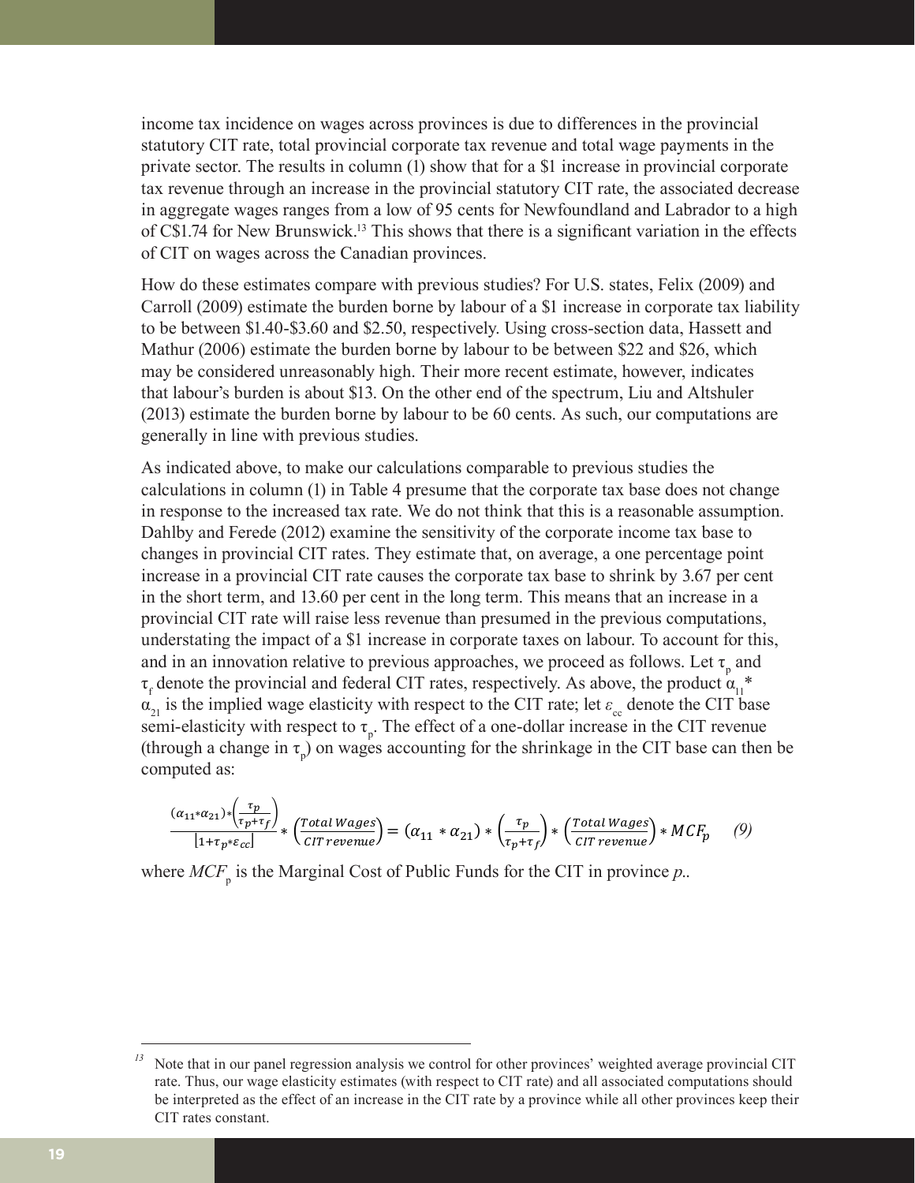income tax incidence on wages across provinces is due to differences in the provincial statutory CIT rate, total provincial corporate tax revenue and total wage payments in the private sector. The results in column (1) show that for a \$1 increase in provincial corporate tax revenue through an increase in the provincial statutory CIT rate, the associated decrease in aggregate wages ranges from a low of 95 cents for Newfoundland and Labrador to a high of C\$1.74 for New Brunswick.[13] This shows that there is a significant variation in the effects of CIT on wages across the Canadian provinces.

How do these estimates compare with previous studies? For U.S. states, Felix (2009) and Carroll (2009) estimate the burden borne by labour of a \$1 increase in corporate tax liability to be between \$1.40-\$3.60 and \$2.50, respectively. Using cross-section data, Hassett and Mathur (2006) estimate the burden borne by labour to be between \$22 and \$26, which may be considered unreasonably high. Their more recent estimate, however, indicates that labour's burden is about \$13. On the other end of the spectrum, Liu and Altshuler (2013) estimate the burden borne by labour to be 60 cents. As such, our computations are generally in line with previous studies.

As indicated above, to make our calculations comparable to previous studies the calculations in column (1) in Table 4 presume that the corporate tax base does not change in response to the increased tax rate. We do not think that this is a reasonable assumption. Dahlby and Ferede (2012) examine the sensitivity of the corporate income tax base to changes in provincial CIT rates. They estimate that, on average, a one percentage point increase in a provincial CIT rate causes the corporate tax base to shrink by 3.67 per cent in the short term, and 13.60 per cent in the long term. This means that an increase in a provincial CIT rate will raise less revenue than presumed in the previous computations, understating the impact of a \$1 increase in corporate taxes on labour. To account for this, and in an innovation relative to previous approaches, we proceed as follows. Let $\tau_p$ and $\tau_f$ denote the provincial and federal CIT rates, respectively. As above, the product $\alpha_{11}*\alpha_{21}$ is the implied wage elasticity with respect to the CIT rate; let $\varepsilon_{cc}$ denote the CIT base semi-elasticity with respect to $\tau_p$. The effect of a one-dollar increase in the CIT revenue (through a change in $\tau_p$) on wages accounting for the shrinkage in the CIT base can then be computed as:

$$\frac{(\alpha_{11}*\alpha_{21})*\left(\frac{\tau_p}{\tau_p+\tau_f}\right)}{[1+\tau_p*\varepsilon_{cc}]}*\left(\frac{Total\ Wages}{CIT\ revenue}\right)=(\alpha_{11}*\alpha_{21})*\left(\frac{\tau_p}{\tau_p+\tau_f}\right)*\left(\frac{Total\ Wages}{CIT\ revenue}\right)*MCF_p \quad (9)$$

where $MCF_p$ is the Marginal Cost of Public Funds for the CIT in province *p*..

[13] Note that in our panel regression analysis we control for other provinces' weighted average provincial CIT rate. Thus, our wage elasticity estimates (with respect to CIT rate) and all associated computations should be interpreted as the effect of an increase in the CIT rate by a province while all other provinces keep their CIT rates constant.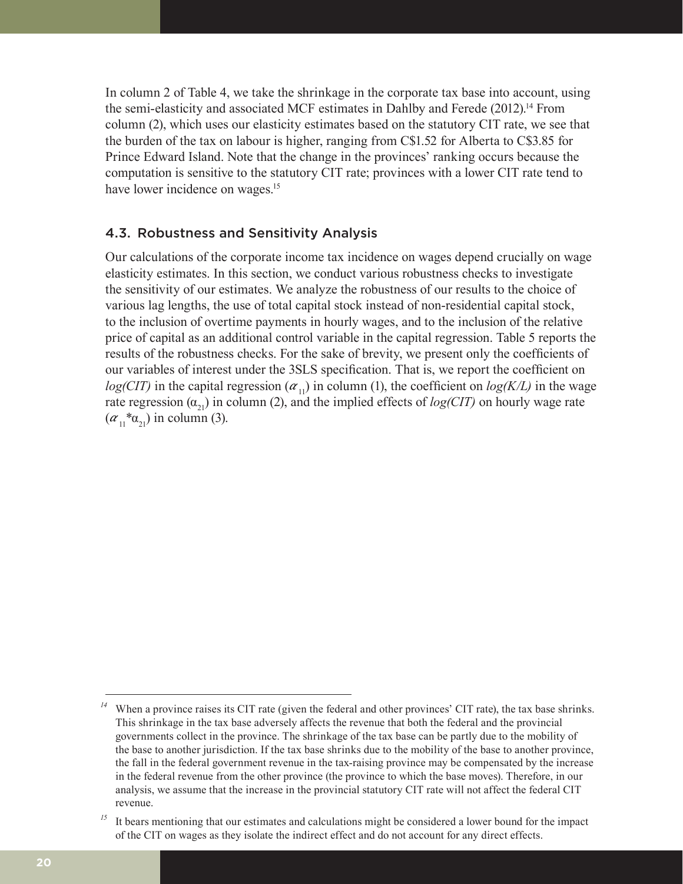In column 2 of Table 4, we take the shrinkage in the corporate tax base into account, using the semi-elasticity and associated MCF estimates in Dahlby and Ferede (2012).[14] From column (2), which uses our elasticity estimates based on the statutory CIT rate, we see that the burden of the tax on labour is higher, ranging from C$1.52 for Alberta to C$3.85 for Prince Edward Island. Note that the change in the provinces' ranking occurs because the computation is sensitive to the statutory CIT rate; provinces with a lower CIT rate tend to have lower incidence on wages.[15]

### 4.3. Robustness and Sensitivity Analysis

Our calculations of the corporate income tax incidence on wages depend crucially on wage elasticity estimates. In this section, we conduct various robustness checks to investigate the sensitivity of our estimates. We analyze the robustness of our results to the choice of various lag lengths, the use of total capital stock instead of non-residential capital stock, to the inclusion of overtime payments in hourly wages, and to the inclusion of the relative price of capital as an additional control variable in the capital regression. Table 5 reports the results of the robustness checks. For the sake of brevity, we present only the coefficients of our variables of interest under the 3SLS specification. That is, we report the coefficient on *log(CIT)* in the capital regression ($\alpha_{11}$) in column (1), the coefficient on *log(K/L)* in the wage rate regression ($\alpha_{21}$) in column (2), and the implied effects of *log(CIT)* on hourly wage rate ($\alpha_{11}$*$\alpha_{21}$) in column (3).

---

[14] When a province raises its CIT rate (given the federal and other provinces' CIT rate), the tax base shrinks. This shrinkage in the tax base adversely affects the revenue that both the federal and the provincial governments collect in the province. The shrinkage of the tax base can be partly due to the mobility of the base to another jurisdiction. If the tax base shrinks due to the mobility of the base to another province, the fall in the federal government revenue in the tax-raising province may be compensated by the increase in the federal revenue from the other province (the province to which the base moves). Therefore, in our analysis, we assume that the increase in the provincial statutory CIT rate will not affect the federal CIT revenue.

[15] It bears mentioning that our estimates and calculations might be considered a lower bound for the impact of the CIT on wages as they isolate the indirect effect and do not account for any direct effects.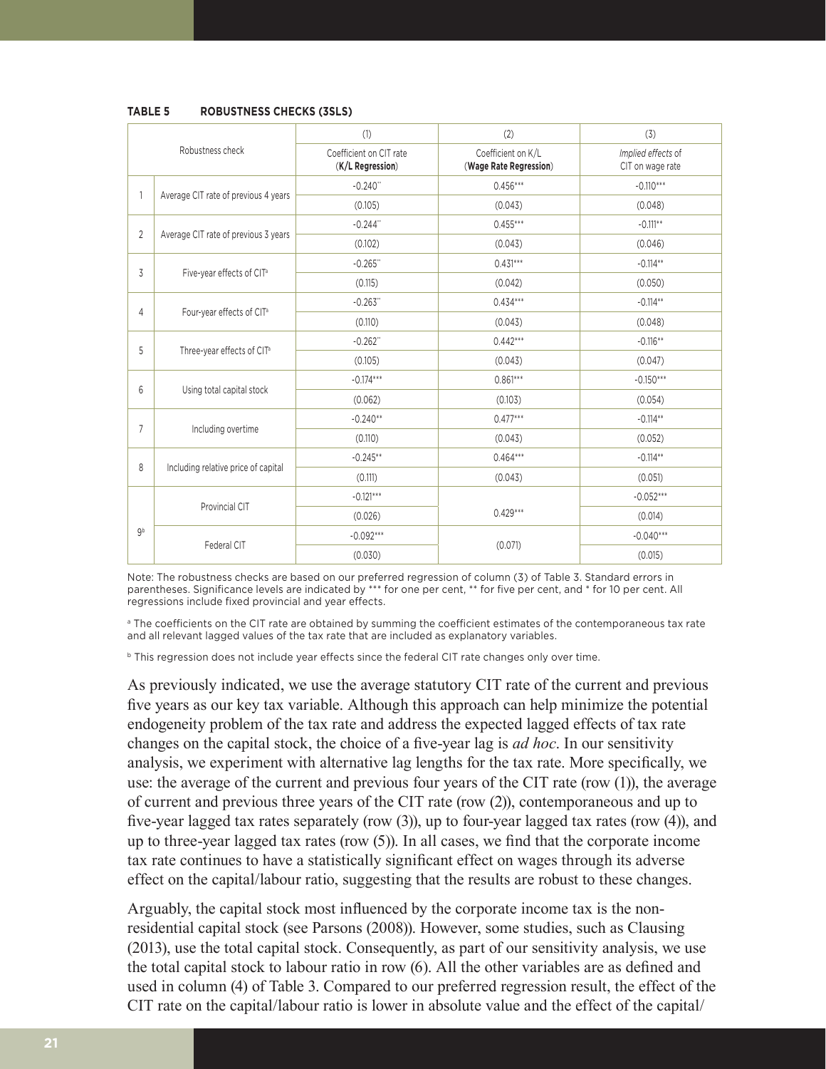**TABLE 5 ROBUSTNESS CHECKS (3SLS)**

| Robustness check | | (1) Coefficient on CIT rate (**K/L Regression**) | (2) Coefficient on K/L (**Wage Rate Regression**) | (3) *Implied effects of* CIT on wage rate |
|---|---|---|---|---|
| 1 | Average CIT rate of previous 4 years | -0.240** | 0.456*** | -0.110*** |
| | | (0.105) | (0.043) | (0.048) |
| 2 | Average CIT rate of previous 3 years | -0.244** | 0.455*** | -0.111** |
| | | (0.102) | (0.043) | (0.046) |
| 3 | Five-year effects of CIT[a] | -0.265** | 0.431*** | -0.114** |
| | | (0.115) | (0.042) | (0.050) |
| 4 | Four-year effects of CIT[a] | -0.263** | 0.434*** | -0.114** |
| | | (0.110) | (0.043) | (0.048) |
| 5 | Three-year effects of CIT[a] | -0.262** | 0.442*** | -0.116** |
| | | (0.105) | (0.043) | (0.047) |
| 6 | Using total capital stock | -0.174*** | 0.861*** | -0.150*** |
| | | (0.062) | (0.103) | (0.054) |
| 7 | Including overtime | -0.240** | 0.477*** | -0.114** |
| | | (0.110) | (0.043) | (0.052) |
| 8 | Including relative price of capital | -0.245** | 0.464*** | -0.114** |
| | | (0.111) | (0.043) | (0.051) |
| 9[b] | Provincial CIT | -0.121*** | 0.429*** | -0.052*** |
| | | (0.026) | | (0.014) |
| | Federal CIT | -0.092*** | (0.071) | -0.040*** |
| | | (0.030) | | (0.015) |

Note: The robustness checks are based on our preferred regression of column (3) of Table 3. Standard errors in parentheses. Significance levels are indicated by *** for one per cent, ** for five per cent, and * for 10 per cent. All regressions include fixed provincial and year effects.

[a] The coefficients on the CIT rate are obtained by summing the coefficient estimates of the contemporaneous tax rate and all relevant lagged values of the tax rate that are included as explanatory variables.

[b] This regression does not include year effects since the federal CIT rate changes only over time.

As previously indicated, we use the average statutory CIT rate of the current and previous five years as our key tax variable. Although this approach can help minimize the potential endogeneity problem of the tax rate and address the expected lagged effects of tax rate changes on the capital stock, the choice of a five-year lag is *ad hoc*. In our sensitivity analysis, we experiment with alternative lag lengths for the tax rate. More specifically, we use: the average of the current and previous four years of the CIT rate (row (1)), the average of current and previous three years of the CIT rate (row (2)), contemporaneous and up to five-year lagged tax rates separately (row (3)), up to four-year lagged tax rates (row (4)), and up to three-year lagged tax rates (row (5)). In all cases, we find that the corporate income tax rate continues to have a statistically significant effect on wages through its adverse effect on the capital/labour ratio, suggesting that the results are robust to these changes.

Arguably, the capital stock most influenced by the corporate income tax is the non-residential capital stock (see Parsons (2008)). However, some studies, such as Clausing (2013), use the total capital stock. Consequently, as part of our sensitivity analysis, we use the total capital stock to labour ratio in row (6). All the other variables are as defined and used in column (4) of Table 3. Compared to our preferred regression result, the effect of the CIT rate on the capital/labour ratio is lower in absolute value and the effect of the capital/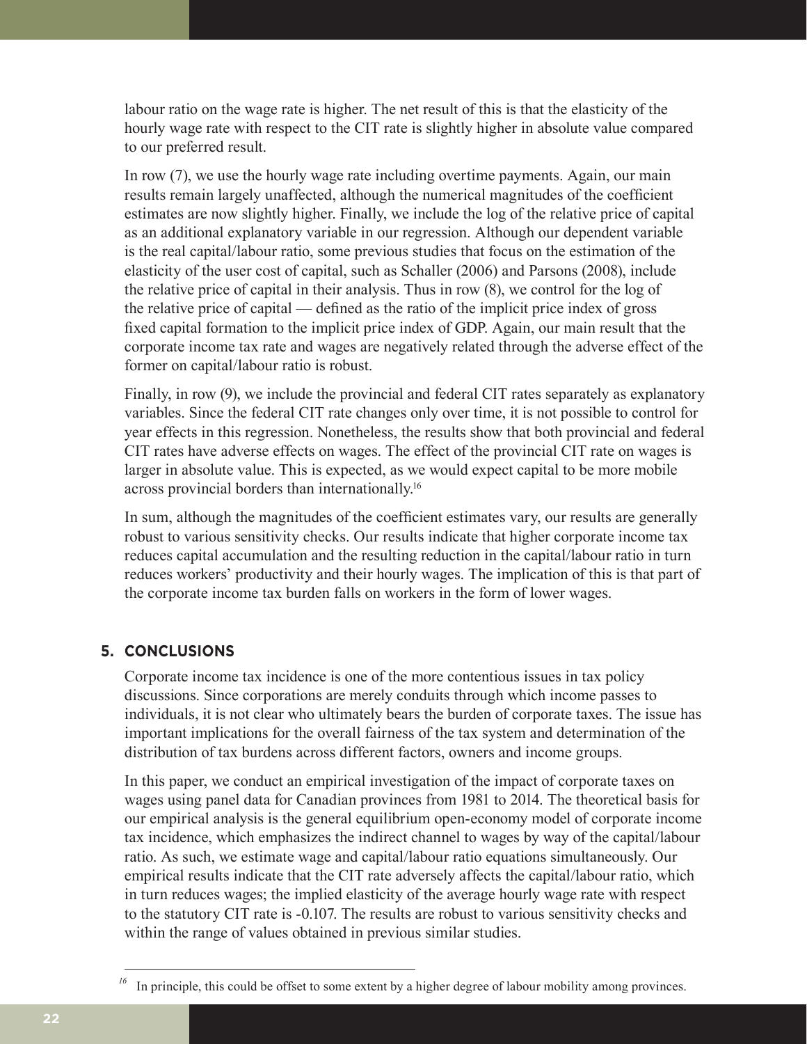labour ratio on the wage rate is higher. The net result of this is that the elasticity of the hourly wage rate with respect to the CIT rate is slightly higher in absolute value compared to our preferred result.

In row (7), we use the hourly wage rate including overtime payments. Again, our main results remain largely unaffected, although the numerical magnitudes of the coefficient estimates are now slightly higher. Finally, we include the log of the relative price of capital as an additional explanatory variable in our regression. Although our dependent variable is the real capital/labour ratio, some previous studies that focus on the estimation of the elasticity of the user cost of capital, such as Schaller (2006) and Parsons (2008), include the relative price of capital in their analysis. Thus in row (8), we control for the log of the relative price of capital — defined as the ratio of the implicit price index of gross fixed capital formation to the implicit price index of GDP. Again, our main result that the corporate income tax rate and wages are negatively related through the adverse effect of the former on capital/labour ratio is robust.

Finally, in row (9), we include the provincial and federal CIT rates separately as explanatory variables. Since the federal CIT rate changes only over time, it is not possible to control for year effects in this regression. Nonetheless, the results show that both provincial and federal CIT rates have adverse effects on wages. The effect of the provincial CIT rate on wages is larger in absolute value. This is expected, as we would expect capital to be more mobile across provincial borders than internationally.[16]

In sum, although the magnitudes of the coefficient estimates vary, our results are generally robust to various sensitivity checks. Our results indicate that higher corporate income tax reduces capital accumulation and the resulting reduction in the capital/labour ratio in turn reduces workers' productivity and their hourly wages. The implication of this is that part of the corporate income tax burden falls on workers in the form of lower wages.

## 5. CONCLUSIONS

Corporate income tax incidence is one of the more contentious issues in tax policy discussions. Since corporations are merely conduits through which income passes to individuals, it is not clear who ultimately bears the burden of corporate taxes. The issue has important implications for the overall fairness of the tax system and determination of the distribution of tax burdens across different factors, owners and income groups.

In this paper, we conduct an empirical investigation of the impact of corporate taxes on wages using panel data for Canadian provinces from 1981 to 2014. The theoretical basis for our empirical analysis is the general equilibrium open-economy model of corporate income tax incidence, which emphasizes the indirect channel to wages by way of the capital/labour ratio. As such, we estimate wage and capital/labour ratio equations simultaneously. Our empirical results indicate that the CIT rate adversely affects the capital/labour ratio, which in turn reduces wages; the implied elasticity of the average hourly wage rate with respect to the statutory CIT rate is -0.107. The results are robust to various sensitivity checks and within the range of values obtained in previous similar studies.

[16] In principle, this could be offset to some extent by a higher degree of labour mobility among provinces.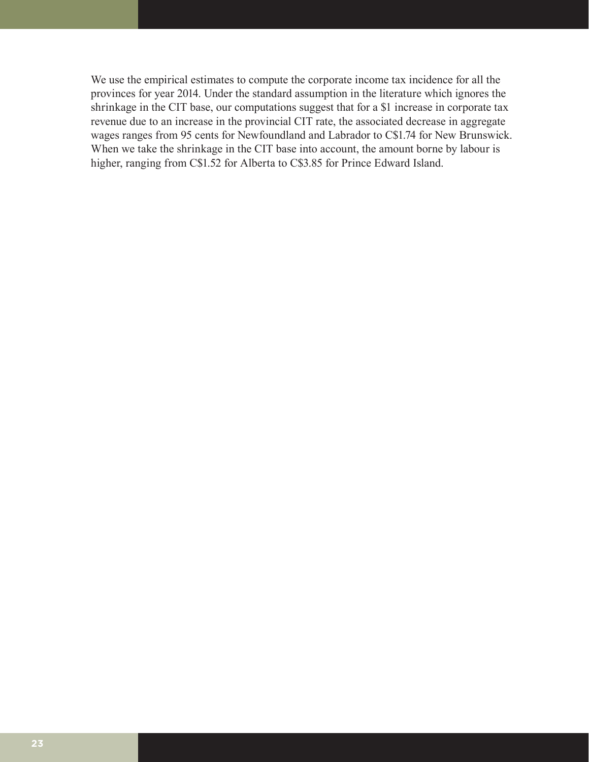We use the empirical estimates to compute the corporate income tax incidence for all the provinces for year 2014. Under the standard assumption in the literature which ignores the shrinkage in the CIT base, our computations suggest that for a $1 increase in corporate tax revenue due to an increase in the provincial CIT rate, the associated decrease in aggregate wages ranges from 95 cents for Newfoundland and Labrador to C$1.74 for New Brunswick. When we take the shrinkage in the CIT base into account, the amount borne by labour is higher, ranging from C$1.52 for Alberta to C$3.85 for Prince Edward Island.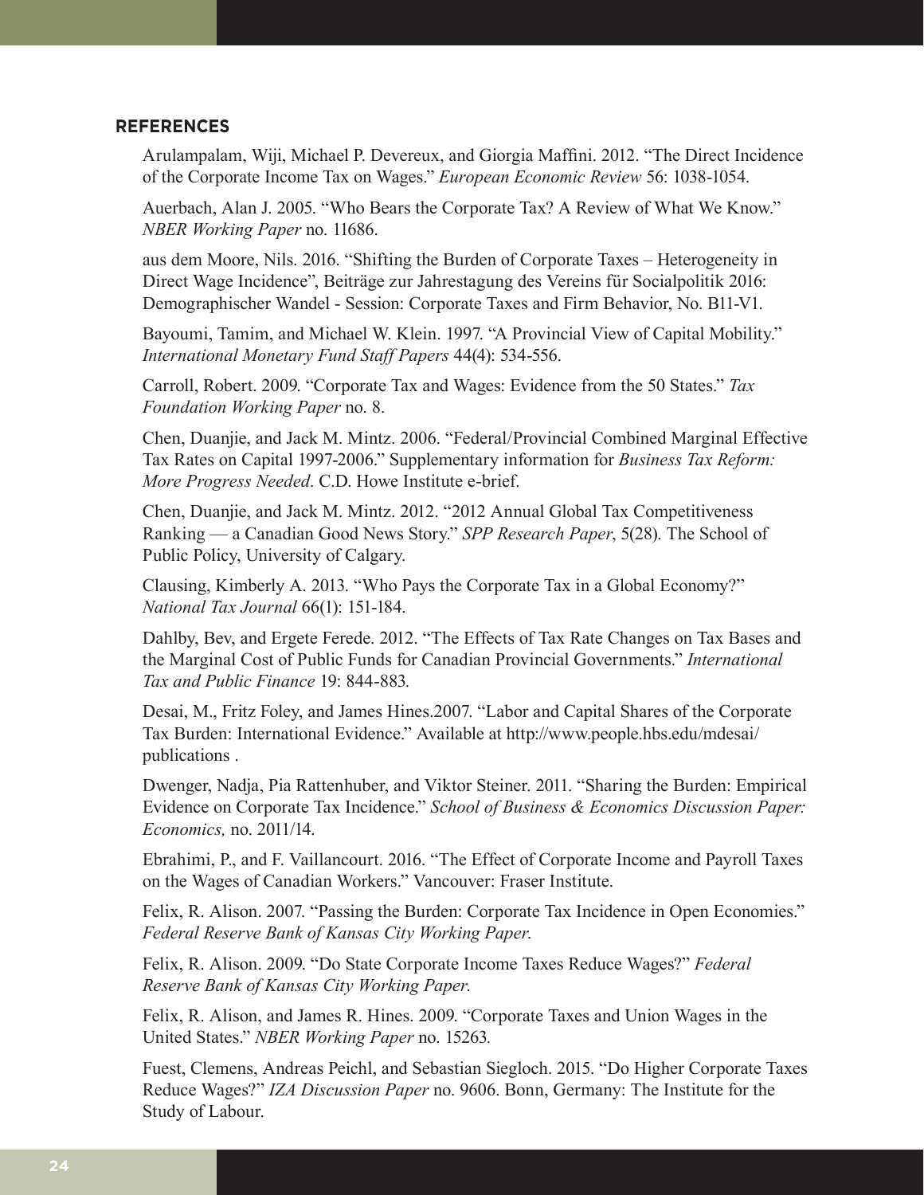## REFERENCES

Arulampalam, Wiji, Michael P. Devereux, and Giorgia Maffini. 2012. "The Direct Incidence of the Corporate Income Tax on Wages." *European Economic Review* 56: 1038-1054.

Auerbach, Alan J. 2005. "Who Bears the Corporate Tax? A Review of What We Know." *NBER Working Paper* no. 11686.

aus dem Moore, Nils. 2016. "Shifting the Burden of Corporate Taxes – Heterogeneity in Direct Wage Incidence", Beiträge zur Jahrestagung des Vereins für Socialpolitik 2016: Demographischer Wandel - Session: Corporate Taxes and Firm Behavior, No. B11-V1.

Bayoumi, Tamim, and Michael W. Klein. 1997. "A Provincial View of Capital Mobility." *International Monetary Fund Staff Papers* 44(4): 534-556.

Carroll, Robert. 2009. "Corporate Tax and Wages: Evidence from the 50 States." *Tax Foundation Working Paper* no. 8.

Chen, Duanjie, and Jack M. Mintz. 2006. "Federal/Provincial Combined Marginal Effective Tax Rates on Capital 1997-2006." Supplementary information for *Business Tax Reform: More Progress Needed*. C.D. Howe Institute e-brief.

Chen, Duanjie, and Jack M. Mintz. 2012. "2012 Annual Global Tax Competitiveness Ranking — a Canadian Good News Story." *SPP Research Paper*, 5(28). The School of Public Policy, University of Calgary.

Clausing, Kimberly A. 2013. "Who Pays the Corporate Tax in a Global Economy?" *National Tax Journal* 66(1): 151-184.

Dahlby, Bev, and Ergete Ferede. 2012. "The Effects of Tax Rate Changes on Tax Bases and the Marginal Cost of Public Funds for Canadian Provincial Governments." *International Tax and Public Finance* 19: 844-883.

Desai, M., Fritz Foley, and James Hines.2007. "Labor and Capital Shares of the Corporate Tax Burden: International Evidence." Available at http://www.people.hbs.edu/mdesai/publications .

Dwenger, Nadja, Pia Rattenhuber, and Viktor Steiner. 2011. "Sharing the Burden: Empirical Evidence on Corporate Tax Incidence." *School of Business & Economics Discussion Paper: Economics,* no. 2011/14.

Ebrahimi, P., and F. Vaillancourt. 2016. "The Effect of Corporate Income and Payroll Taxes on the Wages of Canadian Workers." Vancouver: Fraser Institute.

Felix, R. Alison. 2007. "Passing the Burden: Corporate Tax Incidence in Open Economies." *Federal Reserve Bank of Kansas City Working Paper.*

Felix, R. Alison. 2009. "Do State Corporate Income Taxes Reduce Wages?" *Federal Reserve Bank of Kansas City Working Paper.*

Felix, R. Alison, and James R. Hines. 2009. "Corporate Taxes and Union Wages in the United States." *NBER Working Paper* no. 15263.

Fuest, Clemens, Andreas Peichl, and Sebastian Siegloch. 2015. "Do Higher Corporate Taxes Reduce Wages?" *IZA Discussion Paper* no. 9606. Bonn, Germany: The Institute for the Study of Labour.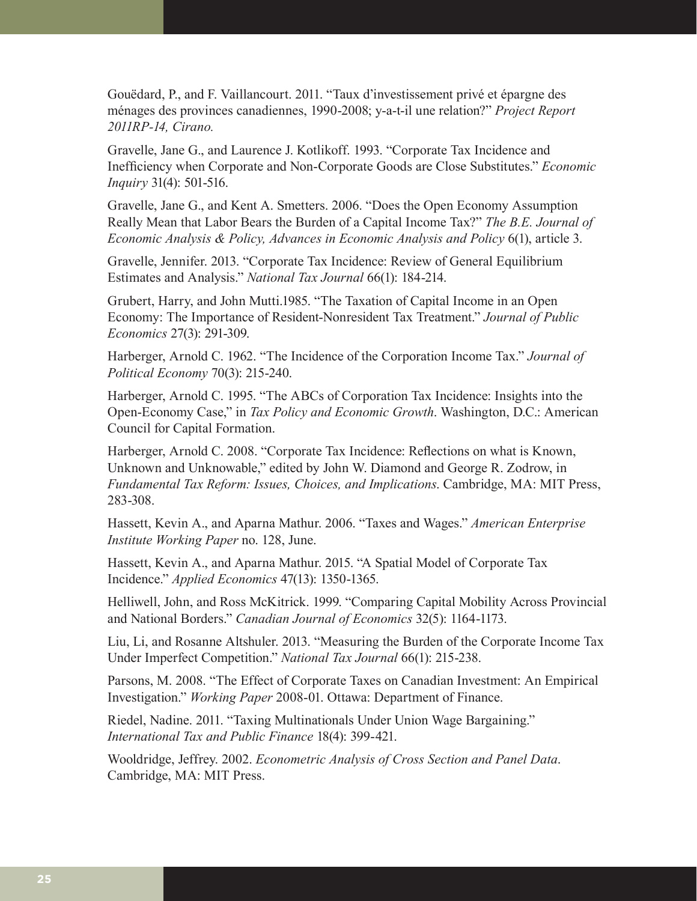Gouëdard, P., and F. Vaillancourt. 2011. "Taux d'investissement privé et épargne des ménages des provinces canadiennes, 1990-2008; y-a-t-il une relation?" *Project Report 2011RP-14, Cirano.*

Gravelle, Jane G., and Laurence J. Kotlikoff. 1993. "Corporate Tax Incidence and Inefficiency when Corporate and Non-Corporate Goods are Close Substitutes." *Economic Inquiry* 31(4): 501-516.

Gravelle, Jane G., and Kent A. Smetters. 2006. "Does the Open Economy Assumption Really Mean that Labor Bears the Burden of a Capital Income Tax?" *The B.E. Journal of Economic Analysis & Policy, Advances in Economic Analysis and Policy* 6(1), article 3.

Gravelle, Jennifer. 2013. "Corporate Tax Incidence: Review of General Equilibrium Estimates and Analysis." *National Tax Journal* 66(1): 184-214.

Grubert, Harry, and John Mutti.1985. "The Taxation of Capital Income in an Open Economy: The Importance of Resident-Nonresident Tax Treatment." *Journal of Public Economics* 27(3): 291-309.

Harberger, Arnold C. 1962. "The Incidence of the Corporation Income Tax." *Journal of Political Economy* 70(3): 215-240.

Harberger, Arnold C. 1995. "The ABCs of Corporation Tax Incidence: Insights into the Open-Economy Case," in *Tax Policy and Economic Growth*. Washington, D.C.: American Council for Capital Formation.

Harberger, Arnold C. 2008. "Corporate Tax Incidence: Reflections on what is Known, Unknown and Unknowable," edited by John W. Diamond and George R. Zodrow, in *Fundamental Tax Reform: Issues, Choices, and Implications*. Cambridge, MA: MIT Press, 283-308.

Hassett, Kevin A., and Aparna Mathur. 2006. "Taxes and Wages." *American Enterprise Institute Working Paper* no. 128, June.

Hassett, Kevin A., and Aparna Mathur. 2015. "A Spatial Model of Corporate Tax Incidence." *Applied Economics* 47(13): 1350-1365.

Helliwell, John, and Ross McKitrick. 1999. "Comparing Capital Mobility Across Provincial and National Borders." *Canadian Journal of Economics* 32(5): 1164-1173.

Liu, Li, and Rosanne Altshuler. 2013. "Measuring the Burden of the Corporate Income Tax Under Imperfect Competition." *National Tax Journal* 66(1): 215-238.

Parsons, M. 2008. "The Effect of Corporate Taxes on Canadian Investment: An Empirical Investigation." *Working Paper* 2008-01. Ottawa: Department of Finance.

Riedel, Nadine. 2011. "Taxing Multinationals Under Union Wage Bargaining." *International Tax and Public Finance* 18(4): 399-421.

Wooldridge, Jeffrey. 2002. *Econometric Analysis of Cross Section and Panel Data*. Cambridge, MA: MIT Press.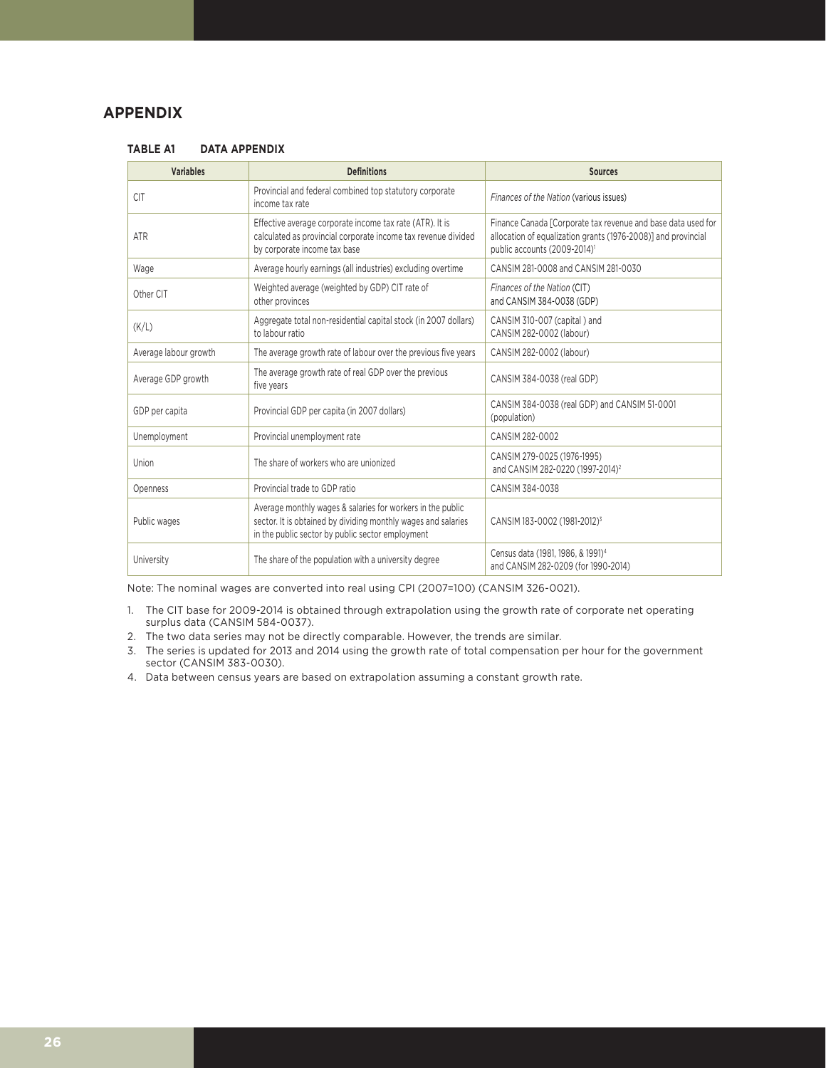## APPENDIX

**TABLE A1 DATA APPENDIX**

| Variables | Definitions | Sources |
|---|---|---|
| CIT | Provincial and federal combined top statutory corporate income tax rate | *Finances of the Nation* (various issues) |
| ATR | Effective average corporate income tax rate (ATR). It is calculated as provincial corporate income tax revenue divided by corporate income tax base | Finance Canada [Corporate tax revenue and base data used for allocation of equalization grants (1976-2008)] and provincial public accounts (2009-2014)[1] |
| Wage | Average hourly earnings (all industries) excluding overtime | CANSIM 281-0008 and CANSIM 281-0030 |
| Other CIT | Weighted average (weighted by GDP) CIT rate of other provinces | *Finances of the Nation* (CIT) and CANSIM 384-0038 (GDP) |
| (K/L) | Aggregate total non-residential capital stock (in 2007 dollars) to labour ratio | CANSIM 310-007 (capital ) and CANSIM 282-0002 (labour) |
| Average labour growth | The average growth rate of labour over the previous five years | CANSIM 282-0002 (labour) |
| Average GDP growth | The average growth rate of real GDP over the previous five years | CANSIM 384-0038 (real GDP) |
| GDP per capita | Provincial GDP per capita (in 2007 dollars) | CANSIM 384-0038 (real GDP) and CANSIM 51-0001 (population) |
| Unemployment | Provincial unemployment rate | CANSIM 282-0002 |
| Union | The share of workers who are unionized | CANSIM 279-0025 (1976-1995) and CANSIM 282-0220 (1997-2014)[2] |
| Openness | Provincial trade to GDP ratio | CANSIM 384-0038 |
| Public wages | Average monthly wages & salaries for workers in the public sector. It is obtained by dividing monthly wages and salaries in the public sector by public sector employment | CANSIM 183-0002 (1981-2012)[3] |
| University | The share of the population with a university degree | Census data (1981, 1986, & 1991)[4] and CANSIM 282-0209 (for 1990-2014) |

Note: The nominal wages are converted into real using CPI (2007=100) (CANSIM 326-0021).

1. The CIT base for 2009-2014 is obtained through extrapolation using the growth rate of corporate net operating surplus data (CANSIM 584-0037).
2. The two data series may not be directly comparable. However, the trends are similar.
3. The series is updated for 2013 and 2014 using the growth rate of total compensation per hour for the government sector (CANSIM 383-0030).
4. Data between census years are based on extrapolation assuming a constant growth rate.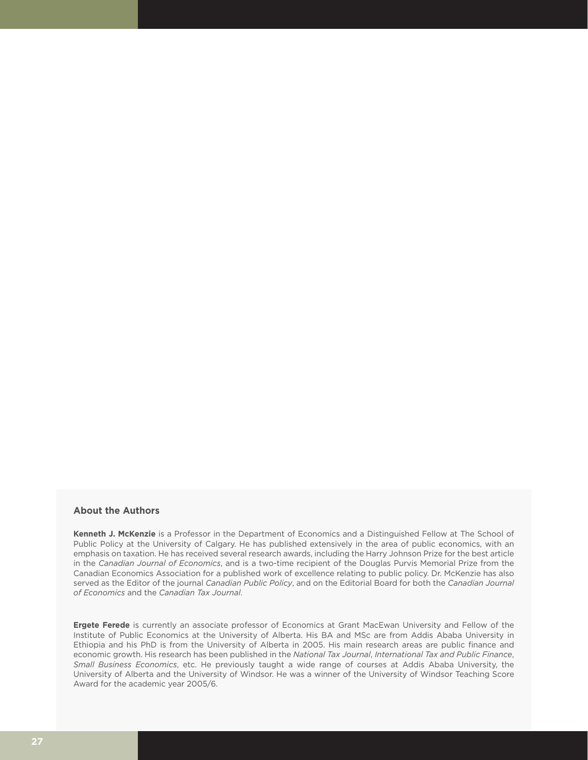## About the Authors

**Kenneth J. McKenzie** is a Professor in the Department of Economics and a Distinguished Fellow at The School of Public Policy at the University of Calgary. He has published extensively in the area of public economics, with an emphasis on taxation. He has received several research awards, including the Harry Johnson Prize for the best article in the *Canadian Journal of Economics*, and is a two-time recipient of the Douglas Purvis Memorial Prize from the Canadian Economics Association for a published work of excellence relating to public policy. Dr. McKenzie has also served as the Editor of the journal *Canadian Public Policy*, and on the Editorial Board for both the *Canadian Journal of Economics* and the *Canadian Tax Journal*.

**Ergete Ferede** is currently an associate professor of Economics at Grant MacEwan University and Fellow of the Institute of Public Economics at the University of Alberta. His BA and MSc are from Addis Ababa University in Ethiopia and his PhD is from the University of Alberta in 2005. His main research areas are public finance and economic growth. His research has been published in the *National Tax Journal*, *International Tax and Public Finance*, *Small Business Economics*, etc. He previously taught a wide range of courses at Addis Ababa University, the University of Alberta and the University of Windsor. He was a winner of the University of Windsor Teaching Score Award for the academic year 2005/6.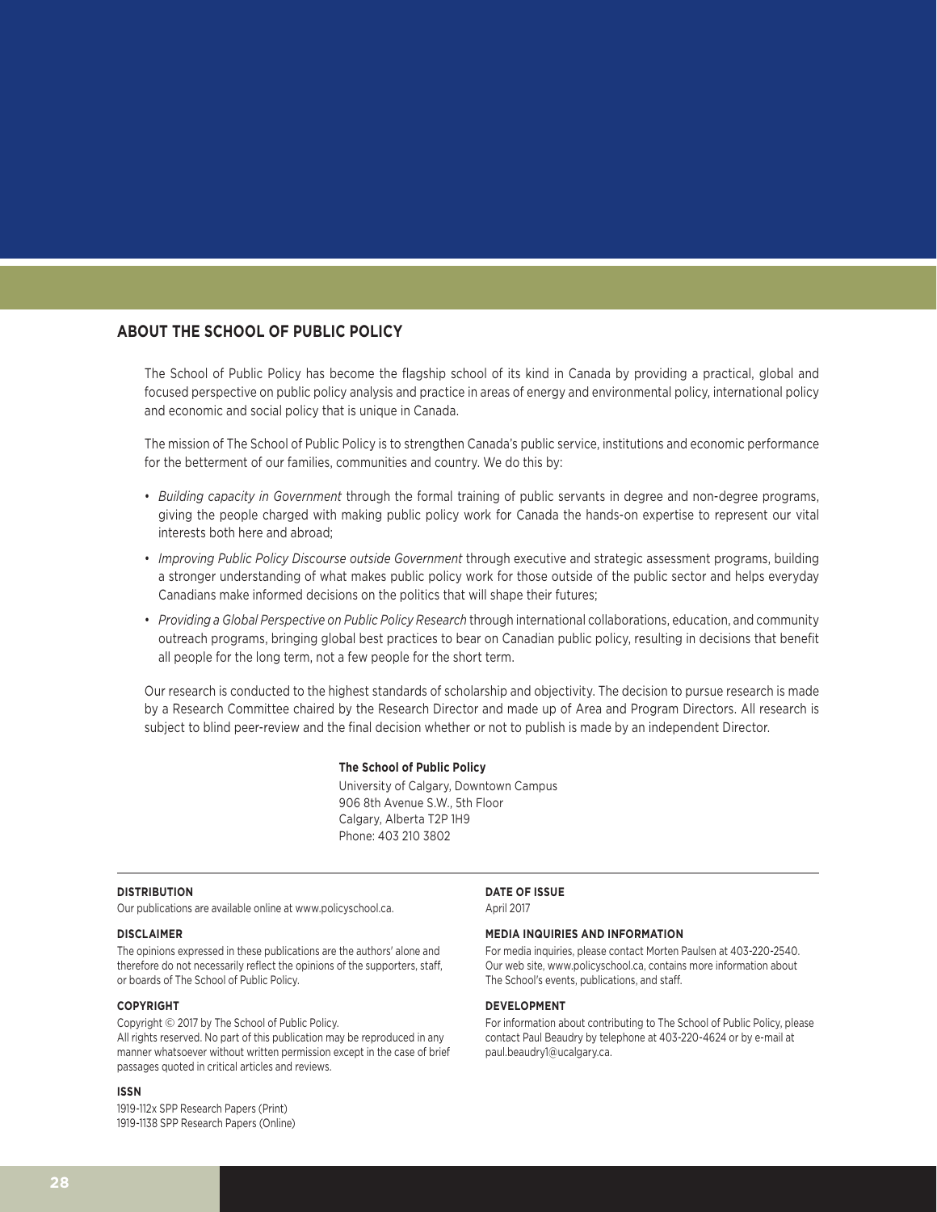## ABOUT THE SCHOOL OF PUBLIC POLICY

The School of Public Policy has become the flagship school of its kind in Canada by providing a practical, global and focused perspective on public policy analysis and practice in areas of energy and environmental policy, international policy and economic and social policy that is unique in Canada.

The mission of The School of Public Policy is to strengthen Canada's public service, institutions and economic performance for the betterment of our families, communities and country. We do this by:

- *Building capacity in Government* through the formal training of public servants in degree and non-degree programs, giving the people charged with making public policy work for Canada the hands-on expertise to represent our vital interests both here and abroad;
- *Improving Public Policy Discourse outside Government* through executive and strategic assessment programs, building a stronger understanding of what makes public policy work for those outside of the public sector and helps everyday Canadians make informed decisions on the politics that will shape their futures;
- *Providing a Global Perspective on Public Policy Research* through international collaborations, education, and community outreach programs, bringing global best practices to bear on Canadian public policy, resulting in decisions that benefit all people for the long term, not a few people for the short term.

Our research is conducted to the highest standards of scholarship and objectivity. The decision to pursue research is made by a Research Committee chaired by the Research Director and made up of Area and Program Directors. All research is subject to blind peer-review and the final decision whether or not to publish is made by an independent Director.

**The School of Public Policy**
University of Calgary, Downtown Campus
906 8th Avenue S.W., 5th Floor
Calgary, Alberta T2P 1H9
Phone: 403 210 3802

**DISTRIBUTION**
Our publications are available online at www.policyschool.ca.

**DISCLAIMER**
The opinions expressed in these publications are the authors' alone and therefore do not necessarily reflect the opinions of the supporters, staff, or boards of The School of Public Policy.

**COPYRIGHT**
Copyright © 2017 by The School of Public Policy.
All rights reserved. No part of this publication may be reproduced in any manner whatsoever without written permission except in the case of brief passages quoted in critical articles and reviews.

**ISSN**
1919-112x SPP Research Papers (Print)
1919-1138 SPP Research Papers (Online)

**DATE OF ISSUE**
April 2017

**MEDIA INQUIRIES AND INFORMATION**
For media inquiries, please contact Morten Paulsen at 403-220-2540. Our web site, www.policyschool.ca, contains more information about The School's events, publications, and staff.

**DEVELOPMENT**
For information about contributing to The School of Public Policy, please contact Paul Beaudry by telephone at 403-220-4624 or by e-mail at paul.beaudry1@ucalgary.ca.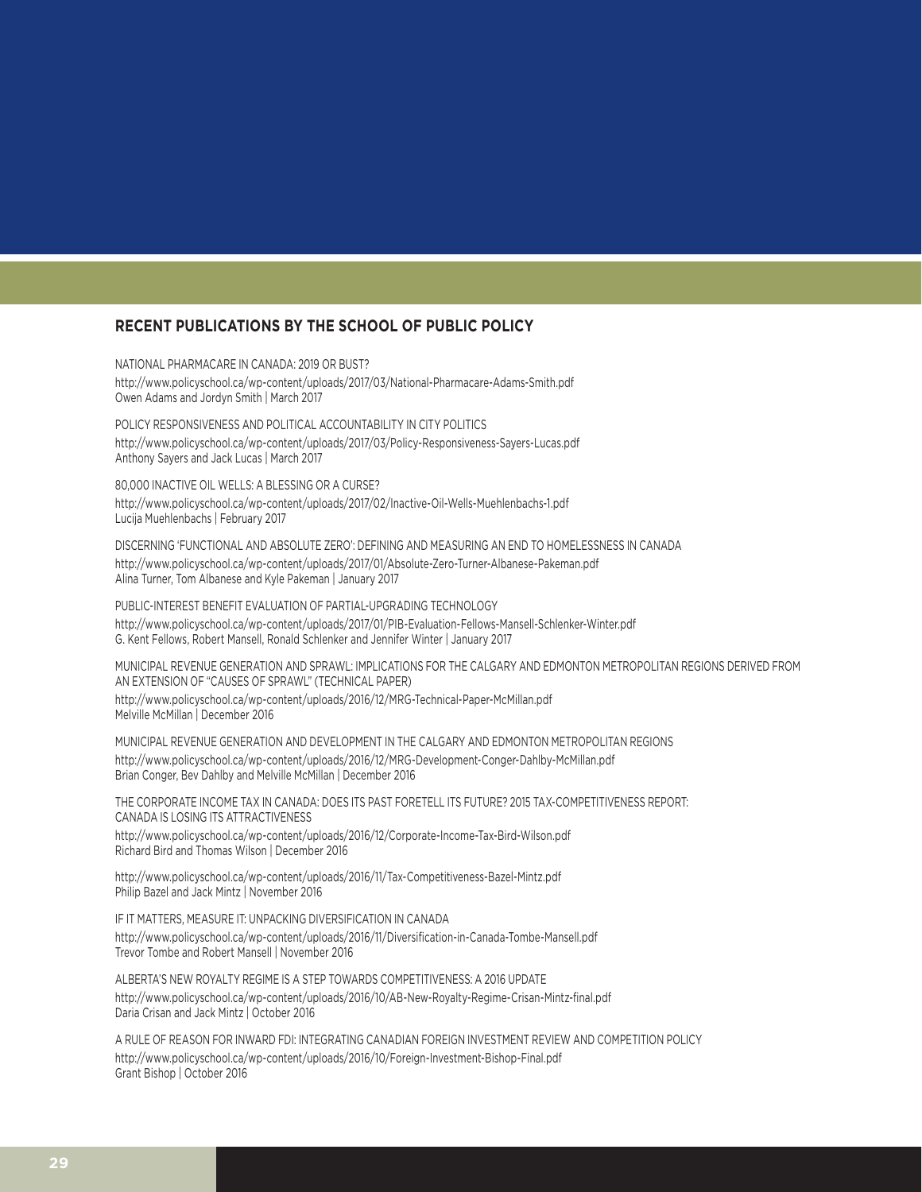## RECENT PUBLICATIONS BY THE SCHOOL OF PUBLIC POLICY

NATIONAL PHARMACARE IN CANADA: 2019 OR BUST?
http://www.policyschool.ca/wp-content/uploads/2017/03/National-Pharmacare-Adams-Smith.pdf
Owen Adams and Jordyn Smith | March 2017

POLICY RESPONSIVENESS AND POLITICAL ACCOUNTABILITY IN CITY POLITICS
http://www.policyschool.ca/wp-content/uploads/2017/03/Policy-Responsiveness-Sayers-Lucas.pdf
Anthony Sayers and Jack Lucas | March 2017

80,000 INACTIVE OIL WELLS: A BLESSING OR A CURSE?
http://www.policyschool.ca/wp-content/uploads/2017/02/Inactive-Oil-Wells-Muehlenbachs-1.pdf
Lucija Muehlenbachs | February 2017

DISCERNING 'FUNCTIONAL AND ABSOLUTE ZERO': DEFINING AND MEASURING AN END TO HOMELESSNESS IN CANADA
http://www.policyschool.ca/wp-content/uploads/2017/01/Absolute-Zero-Turner-Albanese-Pakeman.pdf
Alina Turner, Tom Albanese and Kyle Pakeman | January 2017

PUBLIC-INTEREST BENEFIT EVALUATION OF PARTIAL-UPGRADING TECHNOLOGY
http://www.policyschool.ca/wp-content/uploads/2017/01/PIB-Evaluation-Fellows-Mansell-Schlenker-Winter.pdf
G. Kent Fellows, Robert Mansell, Ronald Schlenker and Jennifer Winter | January 2017

MUNICIPAL REVENUE GENERATION AND SPRAWL: IMPLICATIONS FOR THE CALGARY AND EDMONTON METROPOLITAN REGIONS DERIVED FROM AN EXTENSION OF "CAUSES OF SPRAWL" (TECHNICAL PAPER)
http://www.policyschool.ca/wp-content/uploads/2016/12/MRG-Technical-Paper-McMillan.pdf
Melville McMillan | December 2016

MUNICIPAL REVENUE GENERATION AND DEVELOPMENT IN THE CALGARY AND EDMONTON METROPOLITAN REGIONS
http://www.policyschool.ca/wp-content/uploads/2016/12/MRG-Development-Conger-Dahlby-McMillan.pdf
Brian Conger, Bev Dahlby and Melville McMillan | December 2016

THE CORPORATE INCOME TAX IN CANADA: DOES ITS PAST FORETELL ITS FUTURE? 2015 TAX-COMPETITIVENESS REPORT: CANADA IS LOSING ITS ATTRACTIVENESS
http://www.policyschool.ca/wp-content/uploads/2016/12/Corporate-Income-Tax-Bird-Wilson.pdf
Richard Bird and Thomas Wilson | December 2016

http://www.policyschool.ca/wp-content/uploads/2016/11/Tax-Competitiveness-Bazel-Mintz.pdf
Philip Bazel and Jack Mintz | November 2016

IF IT MATTERS, MEASURE IT: UNPACKING DIVERSIFICATION IN CANADA
http://www.policyschool.ca/wp-content/uploads/2016/11/Diversification-in-Canada-Tombe-Mansell.pdf
Trevor Tombe and Robert Mansell | November 2016

ALBERTA'S NEW ROYALTY REGIME IS A STEP TOWARDS COMPETITIVENESS: A 2016 UPDATE
http://www.policyschool.ca/wp-content/uploads/2016/10/AB-New-Royalty-Regime-Crisan-Mintz-final.pdf
Daria Crisan and Jack Mintz | October 2016

A RULE OF REASON FOR INWARD FDI: INTEGRATING CANADIAN FOREIGN INVESTMENT REVIEW AND COMPETITION POLICY
http://www.policyschool.ca/wp-content/uploads/2016/10/Foreign-Investment-Bishop-Final.pdf
Grant Bishop | October 2016